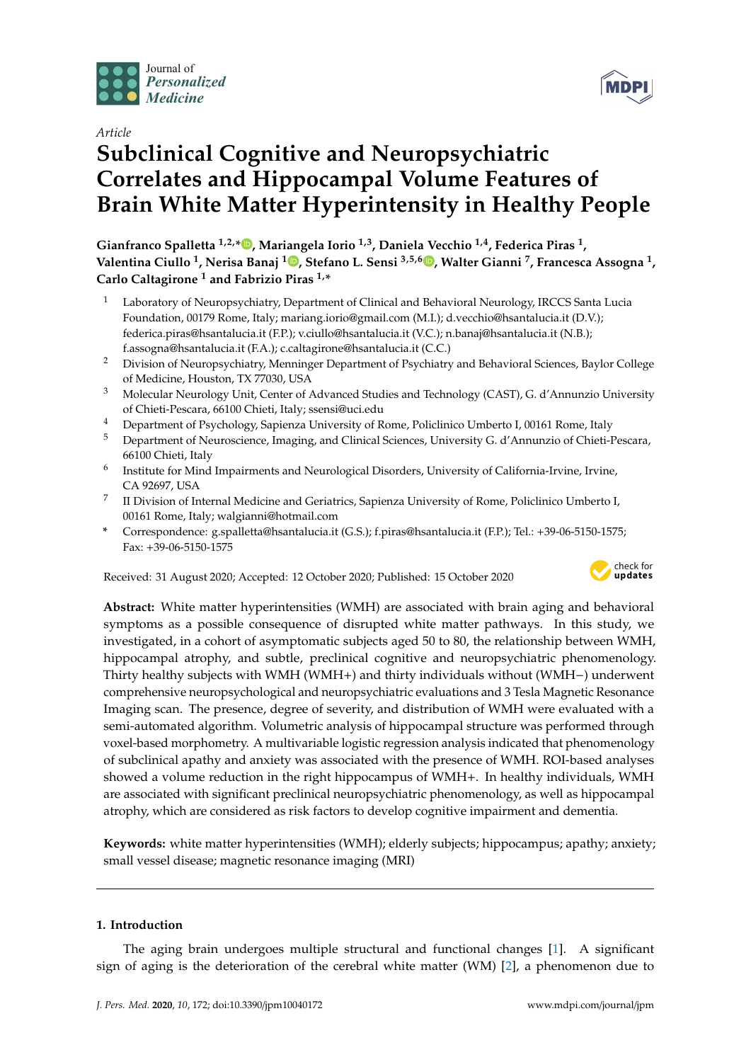Article

# Subclinical Cognitive and Neuropsychiatric Correlates and Hippocampal Volume Features of Brain White Matter Hyperintensity in Healthy People

**Gianfranco Spalletta [1,2,*], Mariangela Iorio [1,3], Daniela Vecchio [1,4], Federica Piras [1], Valentina Ciullo [1], Nerisa Banaj [1], Stefano L. Sensi [3,5,6], Walter Gianni [7], Francesca Assogna [1], Carlo Caltagirone [1] and Fabrizio Piras [1,*]**

1. Laboratory of Neuropsychiatry, Department of Clinical and Behavioral Neurology, IRCCS Santa Lucia Foundation, 00179 Rome, Italy; mariang.iorio@gmail.com (M.I.); d.vecchio@hsantalucia.it (D.V.); federica.piras@hsantalucia.it (F.P.); v.ciullo@hsantalucia.it (V.C.); n.banaj@hsantalucia.it (N.B.); f.assogna@hsantalucia.it (F.A.); c.caltagirone@hsantalucia.it (C.C.)
2. Division of Neuropsychiatry, Menninger Department of Psychiatry and Behavioral Sciences, Baylor College of Medicine, Houston, TX 77030, USA
3. Molecular Neurology Unit, Center of Advanced Studies and Technology (CAST), G. d'Annunzio University of Chieti-Pescara, 66100 Chieti, Italy; ssensi@uci.edu
4. Department of Psychology, Sapienza University of Rome, Policlinico Umberto I, 00161 Rome, Italy
5. Department of Neuroscience, Imaging, and Clinical Sciences, University G. d'Annunzio of Chieti-Pescara, 66100 Chieti, Italy
6. Institute for Mind Impairments and Neurological Disorders, University of California-Irvine, Irvine, CA 92697, USA
7. II Division of Internal Medicine and Geriatrics, Sapienza University of Rome, Policlinico Umberto I, 00161 Rome, Italy; walgianni@hotmail.com

\* Correspondence: g.spalletta@hsantalucia.it (G.S.); f.piras@hsantalucia.it (F.P.); Tel.: +39-06-5150-1575; Fax: +39-06-5150-1575

Received: 31 August 2020; Accepted: 12 October 2020; Published: 15 October 2020

**Abstract:** White matter hyperintensities (WMH) are associated with brain aging and behavioral symptoms as a possible consequence of disrupted white matter pathways. In this study, we investigated, in a cohort of asymptomatic subjects aged 50 to 80, the relationship between WMH, hippocampal atrophy, and subtle, preclinical cognitive and neuropsychiatric phenomenology. Thirty healthy subjects with WMH (WMH+) and thirty individuals without (WMH−) underwent comprehensive neuropsychological and neuropsychiatric evaluations and 3 Tesla Magnetic Resonance Imaging scan. The presence, degree of severity, and distribution of WMH were evaluated with a semi-automated algorithm. Volumetric analysis of hippocampal structure was performed through voxel-based morphometry. A multivariable logistic regression analysis indicated that phenomenology of subclinical apathy and anxiety was associated with the presence of WMH. ROI-based analyses showed a volume reduction in the right hippocampus of WMH+. In healthy individuals, WMH are associated with significant preclinical neuropsychiatric phenomenology, as well as hippocampal atrophy, which are considered as risk factors to develop cognitive impairment and dementia.

**Keywords:** white matter hyperintensities (WMH); elderly subjects; hippocampus; apathy; anxiety; small vessel disease; magnetic resonance imaging (MRI)

## 1. Introduction

The aging brain undergoes multiple structural and functional changes [1]. A significant sign of aging is the deterioration of the cerebral white matter (WM) [2], a phenomenon due to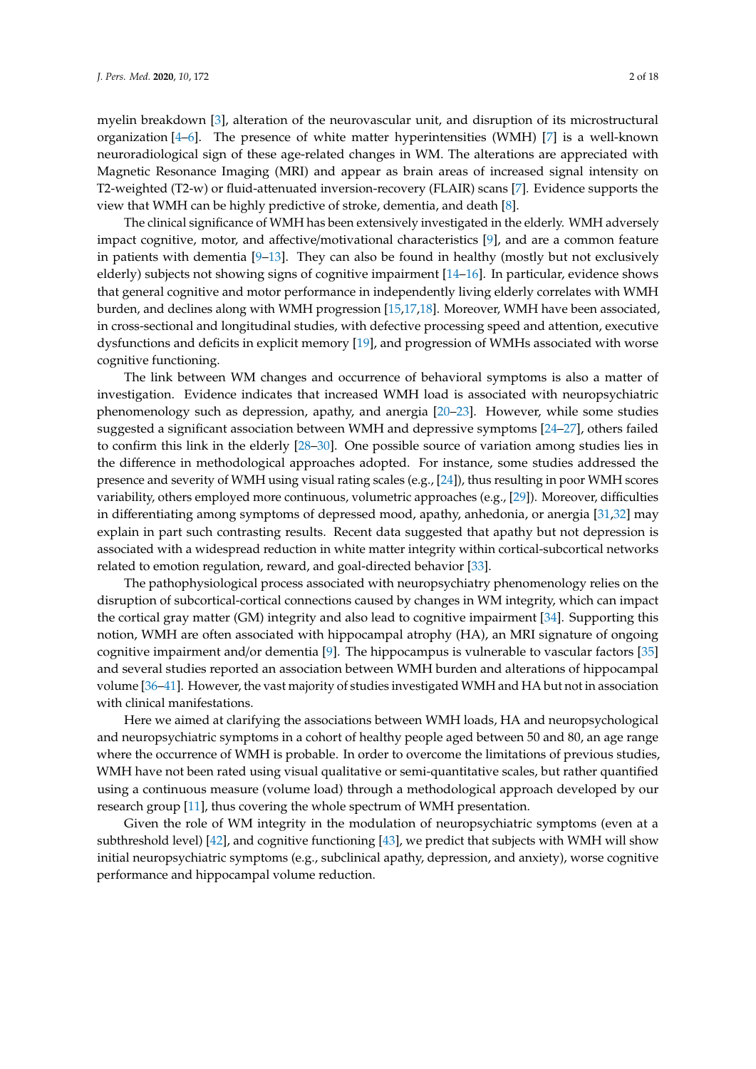myelin breakdown [3], alteration of the neurovascular unit, and disruption of its microstructural organization [4–6]. The presence of white matter hyperintensities (WMH) [7] is a well-known neuroradiological sign of these age-related changes in WM. The alterations are appreciated with Magnetic Resonance Imaging (MRI) and appear as brain areas of increased signal intensity on T2-weighted (T2-w) or fluid-attenuated inversion-recovery (FLAIR) scans [7]. Evidence supports the view that WMH can be highly predictive of stroke, dementia, and death [8].

The clinical significance of WMH has been extensively investigated in the elderly. WMH adversely impact cognitive, motor, and affective/motivational characteristics [9], and are a common feature in patients with dementia [9–13]. They can also be found in healthy (mostly but not exclusively elderly) subjects not showing signs of cognitive impairment [14–16]. In particular, evidence shows that general cognitive and motor performance in independently living elderly correlates with WMH burden, and declines along with WMH progression [15,17,18]. Moreover, WMH have been associated, in cross-sectional and longitudinal studies, with defective processing speed and attention, executive dysfunctions and deficits in explicit memory [19], and progression of WMHs associated with worse cognitive functioning.

The link between WM changes and occurrence of behavioral symptoms is also a matter of investigation. Evidence indicates that increased WMH load is associated with neuropsychiatric phenomenology such as depression, apathy, and anergia [20–23]. However, while some studies suggested a significant association between WMH and depressive symptoms [24–27], others failed to confirm this link in the elderly [28–30]. One possible source of variation among studies lies in the difference in methodological approaches adopted. For instance, some studies addressed the presence and severity of WMH using visual rating scales (e.g., [24]), thus resulting in poor WMH scores variability, others employed more continuous, volumetric approaches (e.g., [29]). Moreover, difficulties in differentiating among symptoms of depressed mood, apathy, anhedonia, or anergia [31,32] may explain in part such contrasting results. Recent data suggested that apathy but not depression is associated with a widespread reduction in white matter integrity within cortical-subcortical networks related to emotion regulation, reward, and goal-directed behavior [33].

The pathophysiological process associated with neuropsychiatry phenomenology relies on the disruption of subcortical-cortical connections caused by changes in WM integrity, which can impact the cortical gray matter (GM) integrity and also lead to cognitive impairment [34]. Supporting this notion, WMH are often associated with hippocampal atrophy (HA), an MRI signature of ongoing cognitive impairment and/or dementia [9]. The hippocampus is vulnerable to vascular factors [35] and several studies reported an association between WMH burden and alterations of hippocampal volume [36–41]. However, the vast majority of studies investigated WMH and HA but not in association with clinical manifestations.

Here we aimed at clarifying the associations between WMH loads, HA and neuropsychological and neuropsychiatric symptoms in a cohort of healthy people aged between 50 and 80, an age range where the occurrence of WMH is probable. In order to overcome the limitations of previous studies, WMH have not been rated using visual qualitative or semi-quantitative scales, but rather quantified using a continuous measure (volume load) through a methodological approach developed by our research group [11], thus covering the whole spectrum of WMH presentation.

Given the role of WM integrity in the modulation of neuropsychiatric symptoms (even at a subthreshold level) [42], and cognitive functioning [43], we predict that subjects with WMH will show initial neuropsychiatric symptoms (e.g., subclinical apathy, depression, and anxiety), worse cognitive performance and hippocampal volume reduction.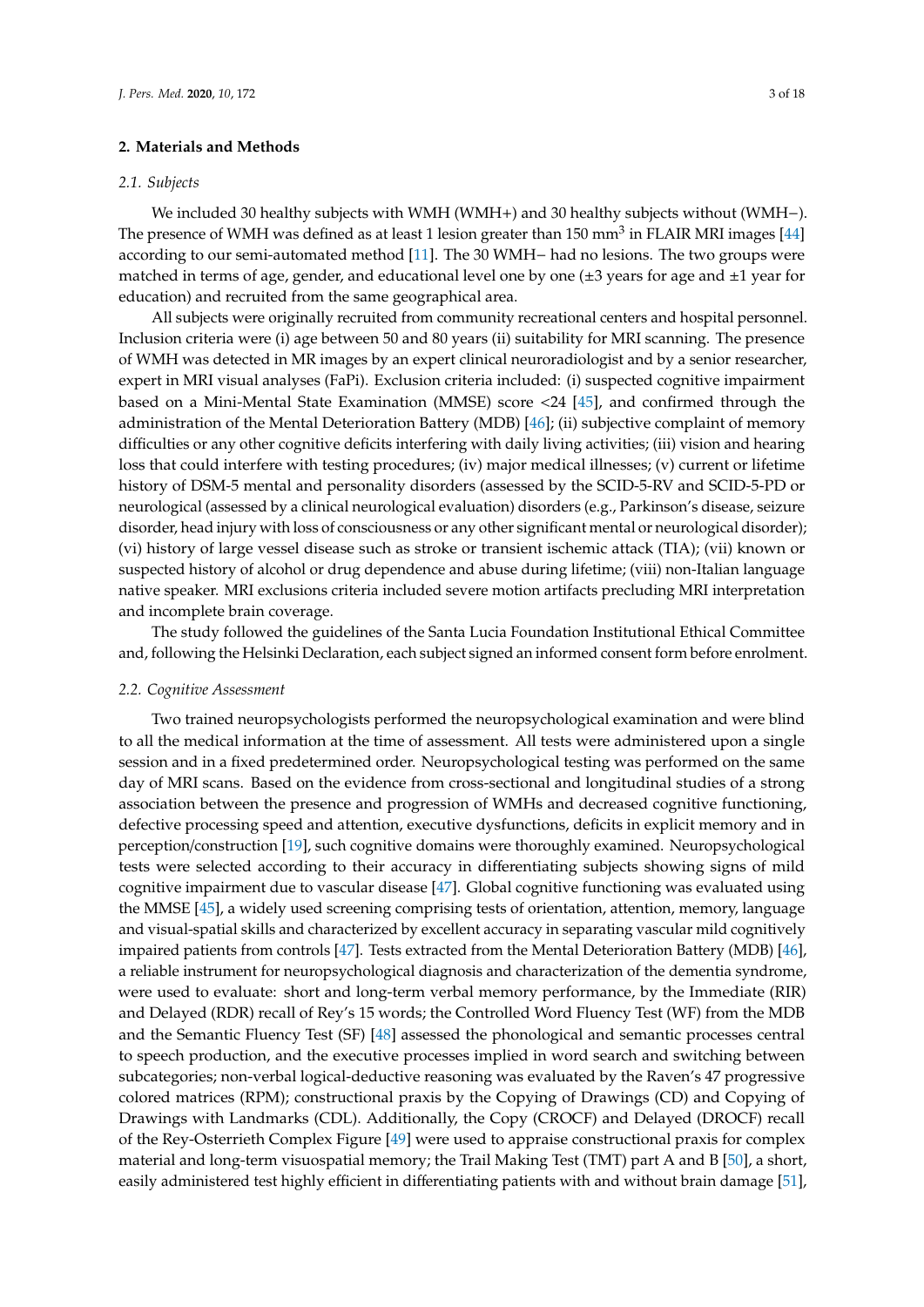## 2. Materials and Methods

### 2.1. Subjects

We included 30 healthy subjects with WMH (WMH+) and 30 healthy subjects without (WMH−). The presence of WMH was defined as at least 1 lesion greater than 150 $mm^3$ in FLAIR MRI images [44] according to our semi-automated method [11]. The 30 WMH− had no lesions. The two groups were matched in terms of age, gender, and educational level one by one (±3 years for age and ±1 year for education) and recruited from the same geographical area.

All subjects were originally recruited from community recreational centers and hospital personnel. Inclusion criteria were (i) age between 50 and 80 years (ii) suitability for MRI scanning. The presence of WMH was detected in MR images by an expert clinical neuroradiologist and by a senior researcher, expert in MRI visual analyses (FaPi). Exclusion criteria included: (i) suspected cognitive impairment based on a Mini-Mental State Examination (MMSE) score <24 [45], and confirmed through the administration of the Mental Deterioration Battery (MDB) [46]; (ii) subjective complaint of memory difficulties or any other cognitive deficits interfering with daily living activities; (iii) vision and hearing loss that could interfere with testing procedures; (iv) major medical illnesses; (v) current or lifetime history of DSM-5 mental and personality disorders (assessed by the SCID-5-RV and SCID-5-PD or neurological (assessed by a clinical neurological evaluation) disorders (e.g., Parkinson's disease, seizure disorder, head injury with loss of consciousness or any other significant mental or neurological disorder); (vi) history of large vessel disease such as stroke or transient ischemic attack (TIA); (vii) known or suspected history of alcohol or drug dependence and abuse during lifetime; (viii) non-Italian language native speaker. MRI exclusions criteria included severe motion artifacts precluding MRI interpretation and incomplete brain coverage.

The study followed the guidelines of the Santa Lucia Foundation Institutional Ethical Committee and, following the Helsinki Declaration, each subject signed an informed consent form before enrolment.

### 2.2. Cognitive Assessment

Two trained neuropsychologists performed the neuropsychological examination and were blind to all the medical information at the time of assessment. All tests were administered upon a single session and in a fixed predetermined order. Neuropsychological testing was performed on the same day of MRI scans. Based on the evidence from cross-sectional and longitudinal studies of a strong association between the presence and progression of WMHs and decreased cognitive functioning, defective processing speed and attention, executive dysfunctions, deficits in explicit memory and in perception/construction [19], such cognitive domains were thoroughly examined. Neuropsychological tests were selected according to their accuracy in differentiating subjects showing signs of mild cognitive impairment due to vascular disease [47]. Global cognitive functioning was evaluated using the MMSE [45], a widely used screening comprising tests of orientation, attention, memory, language and visual-spatial skills and characterized by excellent accuracy in separating vascular mild cognitively impaired patients from controls [47]. Tests extracted from the Mental Deterioration Battery (MDB) [46], a reliable instrument for neuropsychological diagnosis and characterization of the dementia syndrome, were used to evaluate: short and long-term verbal memory performance, by the Immediate (RIR) and Delayed (RDR) recall of Rey's 15 words; the Controlled Word Fluency Test (WF) from the MDB and the Semantic Fluency Test (SF) [48] assessed the phonological and semantic processes central to speech production, and the executive processes implied in word search and switching between subcategories; non-verbal logical-deductive reasoning was evaluated by the Raven's 47 progressive colored matrices (RPM); constructional praxis by the Copying of Drawings (CD) and Copying of Drawings with Landmarks (CDL). Additionally, the Copy (CROCF) and Delayed (DROCF) recall of the Rey-Osterrieth Complex Figure [49] were used to appraise constructional praxis for complex material and long-term visuospatial memory; the Trail Making Test (TMT) part A and B [50], a short, easily administered test highly efficient in differentiating patients with and without brain damage [51],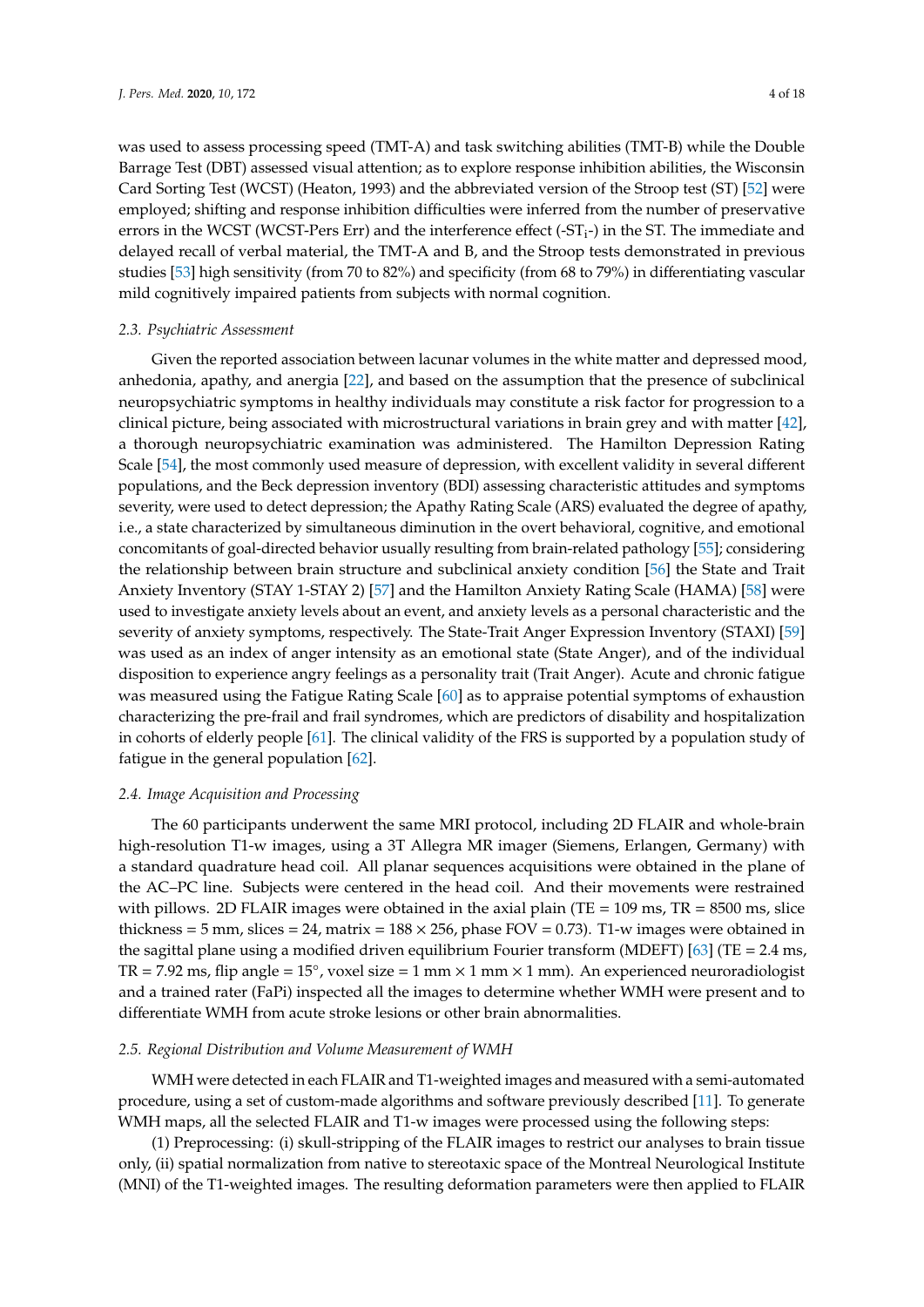was used to assess processing speed (TMT-A) and task switching abilities (TMT-B) while the Double Barrage Test (DBT) assessed visual attention; as to explore response inhibition abilities, the Wisconsin Card Sorting Test (WCST) (Heaton, 1993) and the abbreviated version of the Stroop test (ST) [52] were employed; shifting and response inhibition difficulties were inferred from the number of preservative errors in the WCST (WCST-Pers Err) and the interference effect (-$ST_i$-) in the ST. The immediate and delayed recall of verbal material, the TMT-A and B, and the Stroop tests demonstrated in previous studies [53] high sensitivity (from 70 to 82%) and specificity (from 68 to 79%) in differentiating vascular mild cognitively impaired patients from subjects with normal cognition.

### *2.3. Psychiatric Assessment*

Given the reported association between lacunar volumes in the white matter and depressed mood, anhedonia, apathy, and anergia [22], and based on the assumption that the presence of subclinical neuropsychiatric symptoms in healthy individuals may constitute a risk factor for progression to a clinical picture, being associated with microstructural variations in brain grey and with matter [42], a thorough neuropsychiatric examination was administered. The Hamilton Depression Rating Scale [54], the most commonly used measure of depression, with excellent validity in several different populations, and the Beck depression inventory (BDI) assessing characteristic attitudes and symptoms severity, were used to detect depression; the Apathy Rating Scale (ARS) evaluated the degree of apathy, i.e., a state characterized by simultaneous diminution in the overt behavioral, cognitive, and emotional concomitants of goal-directed behavior usually resulting from brain-related pathology [55]; considering the relationship between brain structure and subclinical anxiety condition [56] the State and Trait Anxiety Inventory (STAY 1-STAY 2) [57] and the Hamilton Anxiety Rating Scale (HAMA) [58] were used to investigate anxiety levels about an event, and anxiety levels as a personal characteristic and the severity of anxiety symptoms, respectively. The State-Trait Anger Expression Inventory (STAXI) [59] was used as an index of anger intensity as an emotional state (State Anger), and of the individual disposition to experience angry feelings as a personality trait (Trait Anger). Acute and chronic fatigue was measured using the Fatigue Rating Scale [60] as to appraise potential symptoms of exhaustion characterizing the pre-frail and frail syndromes, which are predictors of disability and hospitalization in cohorts of elderly people [61]. The clinical validity of the FRS is supported by a population study of fatigue in the general population [62].

### *2.4. Image Acquisition and Processing*

The 60 participants underwent the same MRI protocol, including 2D FLAIR and whole-brain high-resolution T1-w images, using a 3T Allegra MR imager (Siemens, Erlangen, Germany) with a standard quadrature head coil. All planar sequences acquisitions were obtained in the plane of the AC–PC line. Subjects were centered in the head coil. And their movements were restrained with pillows. 2D FLAIR images were obtained in the axial plain (TE = 109 ms, TR = 8500 ms, slice thickness = 5 mm, slices = 24, matrix = 188 × 256, phase FOV = 0.73). T1-w images were obtained in the sagittal plane using a modified driven equilibrium Fourier transform (MDEFT) [63] (TE = 2.4 ms, TR = 7.92 ms, flip angle = 15°, voxel size = 1 mm × 1 mm × 1 mm). An experienced neuroradiologist and a trained rater (FaPi) inspected all the images to determine whether WMH were present and to differentiate WMH from acute stroke lesions or other brain abnormalities.

### *2.5. Regional Distribution and Volume Measurement of WMH*

WMH were detected in each FLAIR and T1-weighted images and measured with a semi-automated procedure, using a set of custom-made algorithms and software previously described [11]. To generate WMH maps, all the selected FLAIR and T1-w images were processed using the following steps:

(1) Preprocessing: (i) skull-stripping of the FLAIR images to restrict our analyses to brain tissue only, (ii) spatial normalization from native to stereotaxic space of the Montreal Neurological Institute (MNI) of the T1-weighted images. The resulting deformation parameters were then applied to FLAIR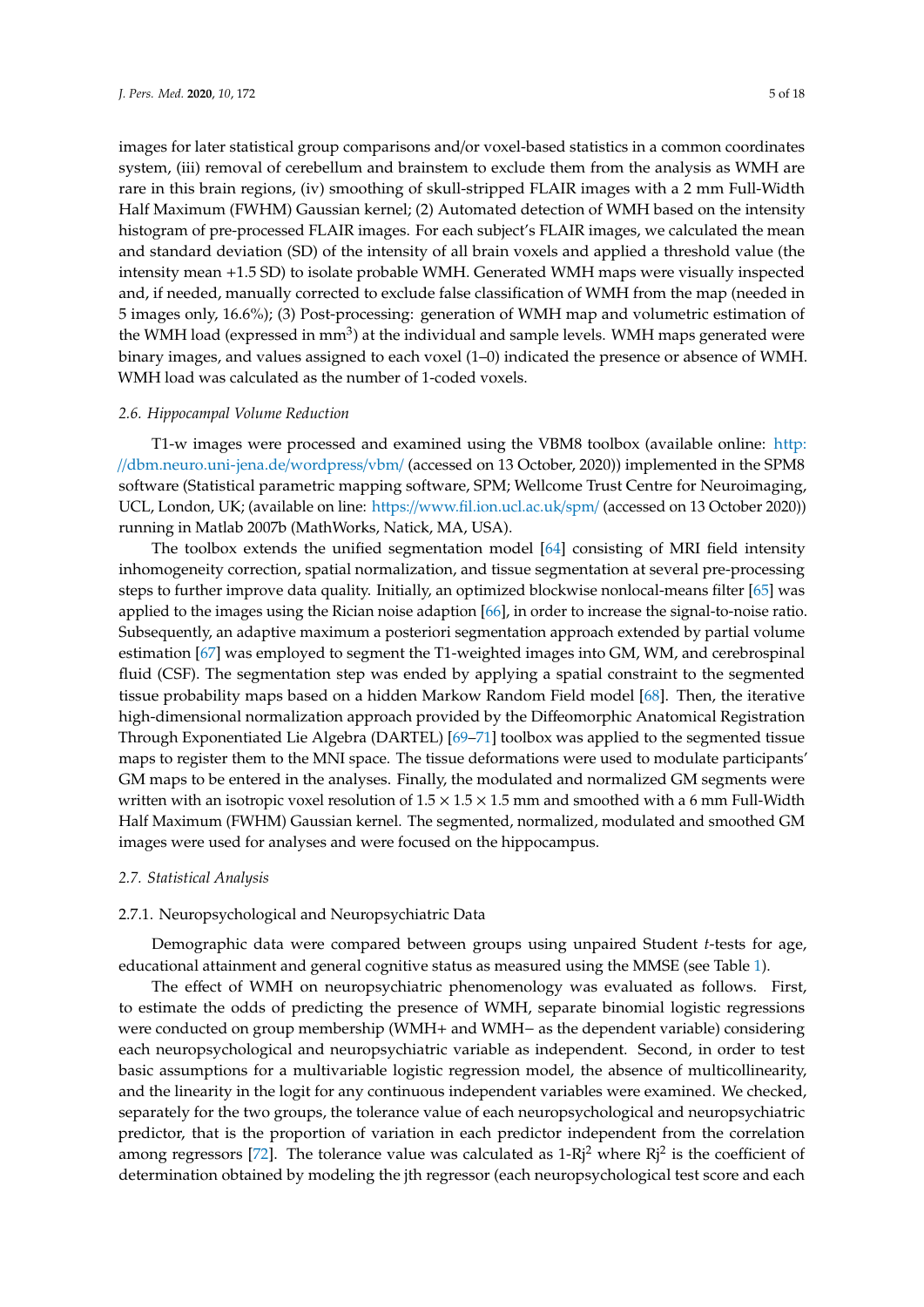images for later statistical group comparisons and/or voxel-based statistics in a common coordinates system, (iii) removal of cerebellum and brainstem to exclude them from the analysis as WMH are rare in this brain regions, (iv) smoothing of skull-stripped FLAIR images with a 2 mm Full-Width Half Maximum (FWHM) Gaussian kernel; (2) Automated detection of WMH based on the intensity histogram of pre-processed FLAIR images. For each subject's FLAIR images, we calculated the mean and standard deviation (SD) of the intensity of all brain voxels and applied a threshold value (the intensity mean +1.5 SD) to isolate probable WMH. Generated WMH maps were visually inspected and, if needed, manually corrected to exclude false classification of WMH from the map (needed in 5 images only, 16.6%); (3) Post-processing: generation of WMH map and volumetric estimation of the WMH load (expressed in $mm^3$) at the individual and sample levels. WMH maps generated were binary images, and values assigned to each voxel (1–0) indicated the presence or absence of WMH. WMH load was calculated as the number of 1-coded voxels.

### 2.6. Hippocampal Volume Reduction

T1-w images were processed and examined using the VBM8 toolbox (available online: http://dbm.neuro.uni-jena.de/wordpress/vbm/ (accessed on 13 October, 2020)) implemented in the SPM8 software (Statistical parametric mapping software, SPM; Wellcome Trust Centre for Neuroimaging, UCL, London, UK; (available on line: https://www.fil.ion.ucl.ac.uk/spm/ (accessed on 13 October 2020)) running in Matlab 2007b (MathWorks, Natick, MA, USA).

The toolbox extends the unified segmentation model [64] consisting of MRI field intensity inhomogeneity correction, spatial normalization, and tissue segmentation at several pre-processing steps to further improve data quality. Initially, an optimized blockwise nonlocal-means filter [65] was applied to the images using the Rician noise adaption [66], in order to increase the signal-to-noise ratio. Subsequently, an adaptive maximum a posteriori segmentation approach extended by partial volume estimation [67] was employed to segment the T1-weighted images into GM, WM, and cerebrospinal fluid (CSF). The segmentation step was ended by applying a spatial constraint to the segmented tissue probability maps based on a hidden Markow Random Field model [68]. Then, the iterative high-dimensional normalization approach provided by the Diffeomorphic Anatomical Registration Through Exponentiated Lie Algebra (DARTEL) [69–71] toolbox was applied to the segmented tissue maps to register them to the MNI space. The tissue deformations were used to modulate participants' GM maps to be entered in the analyses. Finally, the modulated and normalized GM segments were written with an isotropic voxel resolution of $1.5 \times 1.5 \times 1.5$ mm and smoothed with a 6 mm Full-Width Half Maximum (FWHM) Gaussian kernel. The segmented, normalized, modulated and smoothed GM images were used for analyses and were focused on the hippocampus.

### 2.7. Statistical Analysis

#### 2.7.1. Neuropsychological and Neuropsychiatric Data

Demographic data were compared between groups using unpaired Student *t*-tests for age, educational attainment and general cognitive status as measured using the MMSE (see Table 1).

The effect of WMH on neuropsychiatric phenomenology was evaluated as follows. First, to estimate the odds of predicting the presence of WMH, separate binomial logistic regressions were conducted on group membership (WMH+ and WMH− as the dependent variable) considering each neuropsychological and neuropsychiatric variable as independent. Second, in order to test basic assumptions for a multivariable logistic regression model, the absence of multicollinearity, and the linearity in the logit for any continuous independent variables were examined. We checked, separately for the two groups, the tolerance value of each neuropsychological and neuropsychiatric predictor, that is the proportion of variation in each predictor independent from the correlation among regressors [72]. The tolerance value was calculated as $1\text{-}Rj^2$ where $Rj^2$ is the coefficient of determination obtained by modeling the jth regressor (each neuropsychological test score and each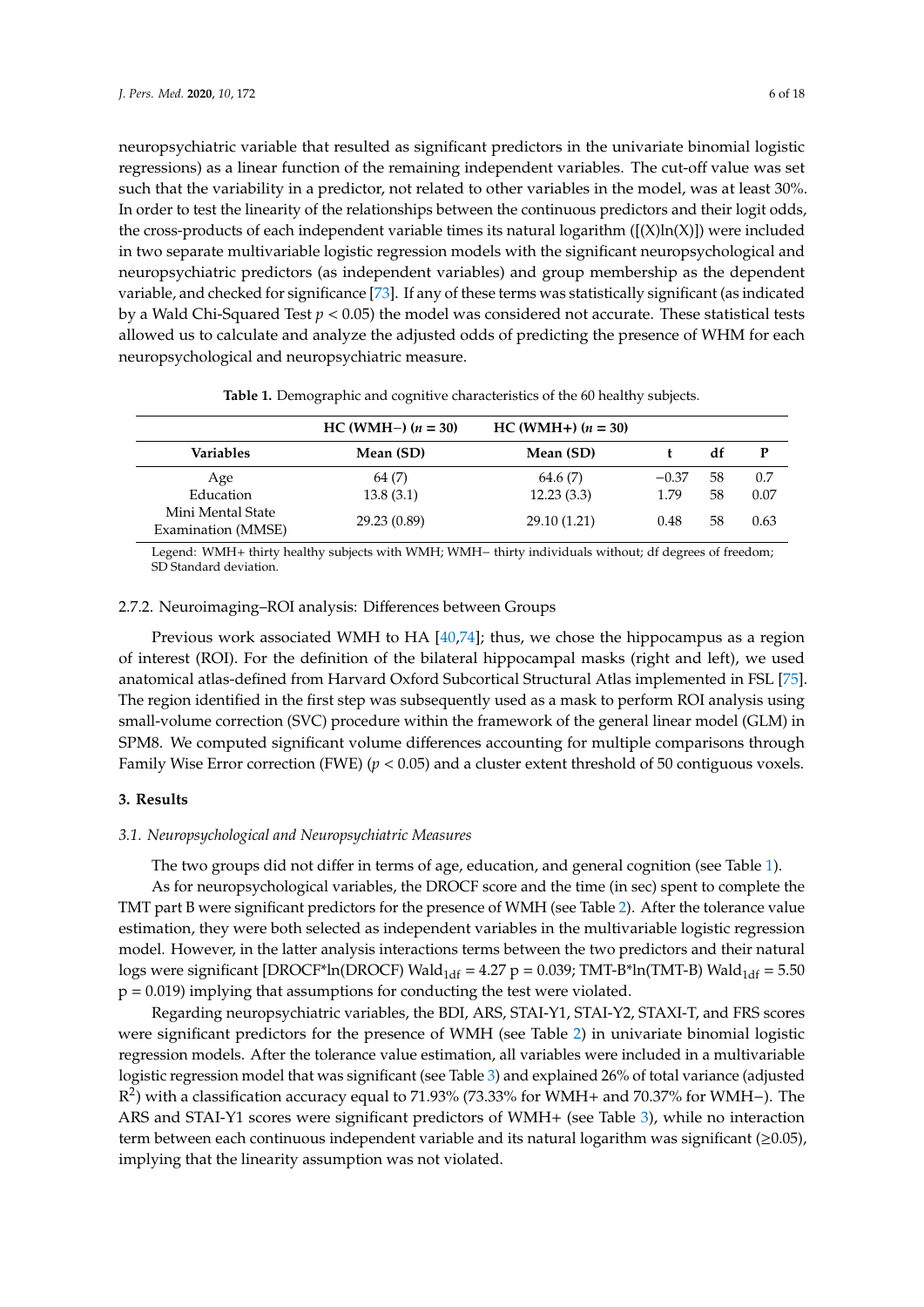neuropsychiatric variable that resulted as significant predictors in the univariate binomial logistic regressions) as a linear function of the remaining independent variables. The cut-off value was set such that the variability in a predictor, not related to other variables in the model, was at least 30%. In order to test the linearity of the relationships between the continuous predictors and their logit odds, the cross-products of each independent variable times its natural logarithm ([(X)ln(X)]) were included in two separate multivariable logistic regression models with the significant neuropsychological and neuropsychiatric predictors (as independent variables) and group membership as the dependent variable, and checked for significance [73]. If any of these terms was statistically significant (as indicated by a Wald Chi-Squared Test $p < 0.05$) the model was considered not accurate. These statistical tests allowed us to calculate and analyze the adjusted odds of predicting the presence of WHM for each neuropsychological and neuropsychiatric measure.

**Table 1.** Demographic and cognitive characteristics of the 60 healthy subjects.

| | HC (WMH−) (*n* = 30) | HC (WMH+) (*n* = 30) | | | |
|---|---|---|---|---|---|
| **Variables** | **Mean (SD)** | **Mean (SD)** | **t** | **df** | **P** |
| Age | 64 (7) | 64.6 (7) | −0.37 | 58 | 0.7 |
| Education | 13.8 (3.1) | 12.23 (3.3) | 1.79 | 58 | 0.07 |
| Mini Mental State Examination (MMSE) | 29.23 (0.89) | 29.10 (1.21) | 0.48 | 58 | 0.63 |

Legend: WMH+ thirty healthy subjects with WMH; WMH− thirty individuals without; df degrees of freedom; SD Standard deviation.

2.7.2. Neuroimaging–ROI analysis: Differences between Groups

Previous work associated WMH to HA [40,74]; thus, we chose the hippocampus as a region of interest (ROI). For the definition of the bilateral hippocampal masks (right and left), we used anatomical atlas-defined from Harvard Oxford Subcortical Structural Atlas implemented in FSL [75]. The region identified in the first step was subsequently used as a mask to perform ROI analysis using small-volume correction (SVC) procedure within the framework of the general linear model (GLM) in SPM8. We computed significant volume differences accounting for multiple comparisons through Family Wise Error correction (FWE) ($p < 0.05$) and a cluster extent threshold of 50 contiguous voxels.

## 3. Results

### *3.1. Neuropsychological and Neuropsychiatric Measures*

The two groups did not differ in terms of age, education, and general cognition (see Table 1).

As for neuropsychological variables, the DROCF score and the time (in sec) spent to complete the TMT part B were significant predictors for the presence of WMH (see Table 2). After the tolerance value estimation, they were both selected as independent variables in the multivariable logistic regression model. However, in the latter analysis interactions terms between the two predictors and their natural logs were significant [DROCF*ln(DROCF) $\text{Wald}_{1\text{df}} = 4.27$ $p = 0.039$; TMT-B*ln(TMT-B) $\text{Wald}_{1\text{df}} = 5.50$ $p = 0.019$) implying that assumptions for conducting the test were violated.

Regarding neuropsychiatric variables, the BDI, ARS, STAI-Y1, STAI-Y2, STAXI-T, and FRS scores were significant predictors for the presence of WMH (see Table 2) in univariate binomial logistic regression models. After the tolerance value estimation, all variables were included in a multivariable logistic regression model that was significant (see Table 3) and explained 26% of total variance (adjusted $R^2$) with a classification accuracy equal to 71.93% (73.33% for WMH+ and 70.37% for WMH−). The ARS and STAI-Y1 scores were significant predictors of WMH+ (see Table 3), while no interaction term between each continuous independent variable and its natural logarithm was significant (≥0.05), implying that the linearity assumption was not violated.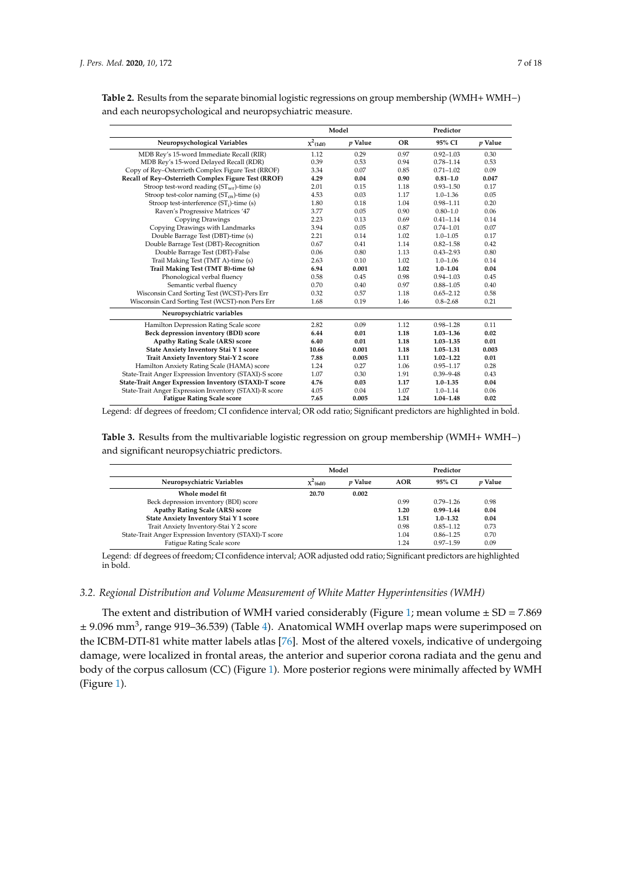**Table 2.** Results from the separate binomial logistic regressions on group membership (WMH+ WMH−) and each neuropsychological and neuropsychiatric measure.

| | Model | | Predictor | | |
|---|---|---|---|---|---|
| **Neuropsychological Variables** | $\chi^2_{(1df)}$ | *p* Value | OR | 95% CI | *p* Value |
| MDB Rey's 15-word Immediate Recall (RIR) | 1.12 | 0.29 | 0.97 | 0.92–1.03 | 0.30 |
| MDB Rey's 15-word Delayed Recall (RDR) | 0.39 | 0.53 | 0.94 | 0.78–1.14 | 0.53 |
| Copy of Rey–Osterrieth Complex Figure Test (RROF) | 3.34 | 0.07 | 0.85 | 0.71–1.02 | 0.09 |
| **Recall of Rey–Osterrieth Complex Figure Test (RROF)** | **4.29** | **0.04** | **0.90** | **0.81–1.0** | **0.047** |
| Stroop test-word reading ($ST_{wr}$)-time (s) | 2.01 | 0.15 | 1.18 | 0.93–1.50 | 0.17 |
| Stroop test-color naming ($ST_{cn}$)-time (s) | 4.53 | 0.03 | 1.17 | 1.0–1.36 | 0.05 |
| Stroop test-interference ($ST_i$)-time (s) | 1.80 | 0.18 | 1.04 | 0.98–1.11 | 0.20 |
| Raven's Progressive Matrices '47 | 3.77 | 0.05 | 0.90 | 0.80–1.0 | 0.06 |
| Copying Drawings | 2.23 | 0.13 | 0.69 | 0.41–1.14 | 0.14 |
| Copying Drawings with Landmarks | 3.94 | 0.05 | 0.87 | 0.74–1.01 | 0.07 |
| Double Barrage Test (DBT)-time (s) | 2.21 | 0.14 | 1.02 | 1.0–1.05 | 0.17 |
| Double Barrage Test (DBT)-Recognition | 0.67 | 0.41 | 1.14 | 0.82–1.58 | 0.42 |
| Double Barrage Test (DBT)-False | 0.06 | 0.80 | 1.13 | 0.43–2.93 | 0.80 |
| Trail Making Test (TMT A)-time (s) | 2.63 | 0.10 | 1.02 | 1.0–1.06 | 0.14 |
| **Trail Making Test (TMT B)-time (s)** | **6.94** | **0.001** | **1.02** | **1.0–1.04** | **0.04** |
| Phonological verbal fluency | 0.58 | 0.45 | 0.98 | 0.94–1.03 | 0.45 |
| Semantic verbal fluency | 0.70 | 0.40 | 0.97 | 0.88–1.05 | 0.40 |
| Wisconsin Card Sorting Test (WCST)-Pers Err | 0.32 | 0.57 | 1.18 | 0.65–2.12 | 0.58 |
| Wisconsin Card Sorting Test (WCST)-non Pers Err | 1.68 | 0.19 | 1.46 | 0.8–2.68 | 0.21 |
| **Neuropsychiatric variables** | | | | | |
| Hamilton Depression Rating Scale score | 2.82 | 0.09 | 1.12 | 0.98–1.28 | 0.11 |
| **Beck depression inventory (BDI) score** | **6.44** | **0.01** | **1.18** | **1.03–1.36** | **0.02** |
| **Apathy Rating Scale (ARS) score** | **6.40** | **0.01** | **1.18** | **1.03–1.35** | **0.01** |
| **State Anxiety Inventory Stai Y 1 score** | **10.66** | **0.001** | **1.18** | **1.05–1.31** | **0.003** |
| **Trait Anxiety Inventory Stai-Y 2 score** | **7.88** | **0.005** | **1.11** | **1.02–1.22** | **0.01** |
| Hamilton Anxiety Rating Scale (HAMA) score | 1.24 | 0.27 | 1.06 | 0.95–1.17 | 0.28 |
| State-Trait Anger Expression Inventory (STAXI)-S score | 1.07 | 0.30 | 1.91 | 0.39–9.48 | 0.43 |
| **State-Trait Anger Expression Inventory (STAXI)-T score** | **4.76** | **0.03** | **1.17** | **1.0–1.35** | **0.04** |
| State-Trait Anger Expression Inventory (STAXI)-R score | 4.05 | 0.04 | 1.07 | 1.0–1.14 | 0.06 |
| **Fatigue Rating Scale score** | **7.65** | **0.005** | **1.24** | **1.04–1.48** | **0.02** |

Legend: df degrees of freedom; CI confidence interval; OR odd ratio; Significant predictors are highlighted in bold.

**Table 3.** Results from the multivariable logistic regression on group membership (WMH+ WMH−) and significant neuropsychiatric predictors.

| | Model | | Predictor | | |
|---|---|---|---|---|---|
| **Neuropsychiatric Variables** | $\chi^2_{(6df)}$ | *p* Value | AOR | 95% CI | *p* Value |
| **Whole model fit** | **20.70** | **0.002** | | | |
| Beck depression inventory (BDI) score | | | 0.99 | 0.79–1.26 | 0.98 |
| **Apathy Rating Scale (ARS) score** | | | **1.20** | **0.99–1.44** | **0.04** |
| **State Anxiety Inventory Stai Y 1 score** | | | **1.51** | **1.0–1.32** | **0.04** |
| Trait Anxiety Inventory-Stai Y 2 score | | | 0.98 | 0.85–1.12 | 0.73 |
| State-Trait Anger Expression Inventory (STAXI)-T score | | | 1.04 | 0.86–1.25 | 0.70 |
| Fatigue Rating Scale score | | | 1.24 | 0.97–1.59 | 0.09 |

Legend: df degrees of freedom; CI confidence interval; AOR adjusted odd ratio; Significant predictors are highlighted in bold.

### *3.2. Regional Distribution and Volume Measurement of White Matter Hyperintensities (WMH)*

The extent and distribution of WMH varied considerably (Figure 1; mean volume ± SD = 7.869 ± 9.096 $mm^3$, range 919–36.539) (Table 4). Anatomical WMH overlap maps were superimposed on the ICBM-DTI-81 white matter labels atlas [76]. Most of the altered voxels, indicative of undergoing damage, were localized in frontal areas, the anterior and superior corona radiata and the genu and body of the corpus callosum (CC) (Figure 1). More posterior regions were minimally affected by WMH (Figure 1).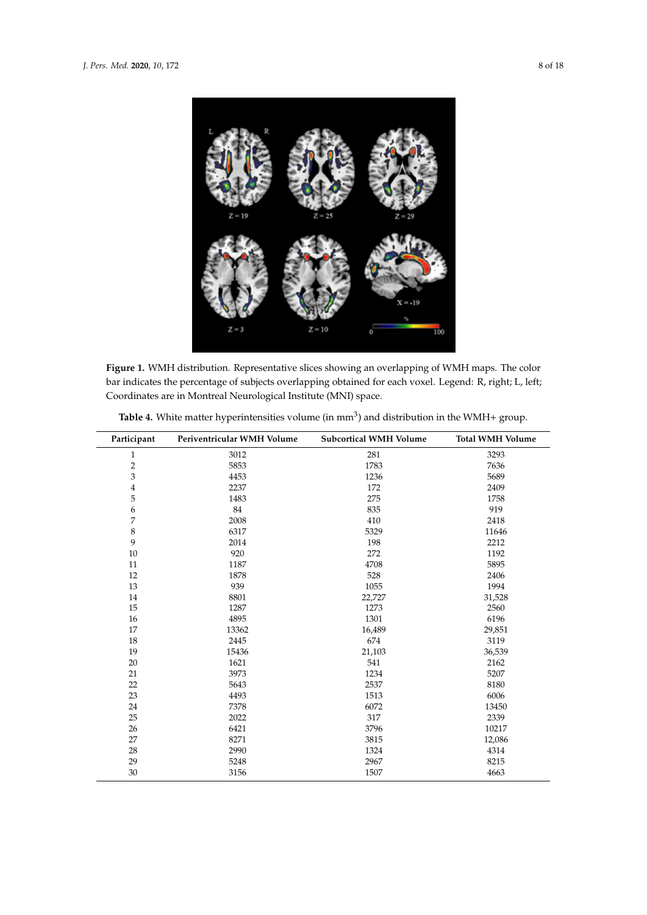**Figure 1.** WMH distribution. Representative slices showing an overlapping of WMH maps. The color bar indicates the percentage of subjects overlapping obtained for each voxel. Legend: R, right; L, left; Coordinates are in Montreal Neurological Institute (MNI) space.

**Table 4.** White matter hyperintensities volume (in mm$^3$) and distribution in the WMH+ group.

| Participant | Periventricular WMH Volume | Subcortical WMH Volume | Total WMH Volume |
|---|---|---|---|
| 1 | 3012 | 281 | 3293 |
| 2 | 5853 | 1783 | 7636 |
| 3 | 4453 | 1236 | 5689 |
| 4 | 2237 | 172 | 2409 |
| 5 | 1483 | 275 | 1758 |
| 6 | 84 | 835 | 919 |
| 7 | 2008 | 410 | 2418 |
| 8 | 6317 | 5329 | 11646 |
| 9 | 2014 | 198 | 2212 |
| 10 | 920 | 272 | 1192 |
| 11 | 1187 | 4708 | 5895 |
| 12 | 1878 | 528 | 2406 |
| 13 | 939 | 1055 | 1994 |
| 14 | 8801 | 22,727 | 31,528 |
| 15 | 1287 | 1273 | 2560 |
| 16 | 4895 | 1301 | 6196 |
| 17 | 13362 | 16,489 | 29,851 |
| 18 | 2445 | 674 | 3119 |
| 19 | 15436 | 21,103 | 36,539 |
| 20 | 1621 | 541 | 2162 |
| 21 | 3973 | 1234 | 5207 |
| 22 | 5643 | 2537 | 8180 |
| 23 | 4493 | 1513 | 6006 |
| 24 | 7378 | 6072 | 13450 |
| 25 | 2022 | 317 | 2339 |
| 26 | 6421 | 3796 | 10217 |
| 27 | 8271 | 3815 | 12,086 |
| 28 | 2990 | 1324 | 4314 |
| 29 | 5248 | 2967 | 8215 |
| 30 | 3156 | 1507 | 4663 |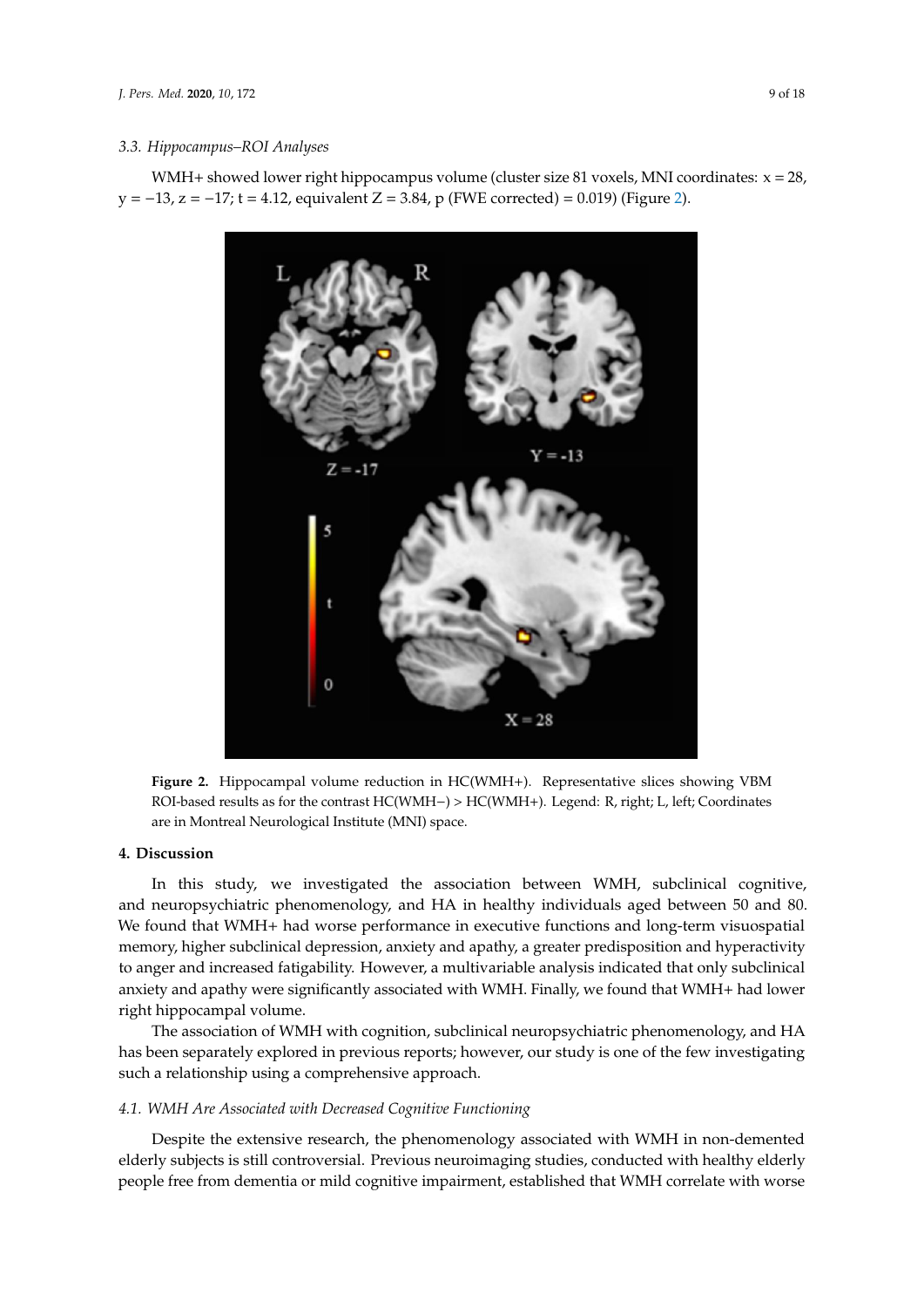### 3.3. Hippocampus–ROI Analyses

WMH+ showed lower right hippocampus volume (cluster size 81 voxels, MNI coordinates: $x = 28$, $y = -13$, $z = -17$; $t = 4.12$, equivalent $Z = 3.84$, $p$ (FWE corrected) $= 0.019$) (Figure 2).

**Figure 2.** Hippocampal volume reduction in HC(WMH+). Representative slices showing VBM ROI-based results as for the contrast HC(WMH−) > HC(WMH+). Legend: R, right; L, left; Coordinates are in Montreal Neurological Institute (MNI) space.

## 4. Discussion

In this study, we investigated the association between WMH, subclinical cognitive, and neuropsychiatric phenomenology, and HA in healthy individuals aged between 50 and 80. We found that WMH+ had worse performance in executive functions and long-term visuospatial memory, higher subclinical depression, anxiety and apathy, a greater predisposition and hyperactivity to anger and increased fatigability. However, a multivariable analysis indicated that only subclinical anxiety and apathy were significantly associated with WMH. Finally, we found that WMH+ had lower right hippocampal volume.

The association of WMH with cognition, subclinical neuropsychiatric phenomenology, and HA has been separately explored in previous reports; however, our study is one of the few investigating such a relationship using a comprehensive approach.

### 4.1. WMH Are Associated with Decreased Cognitive Functioning

Despite the extensive research, the phenomenology associated with WMH in non-demented elderly subjects is still controversial. Previous neuroimaging studies, conducted with healthy elderly people free from dementia or mild cognitive impairment, established that WMH correlate with worse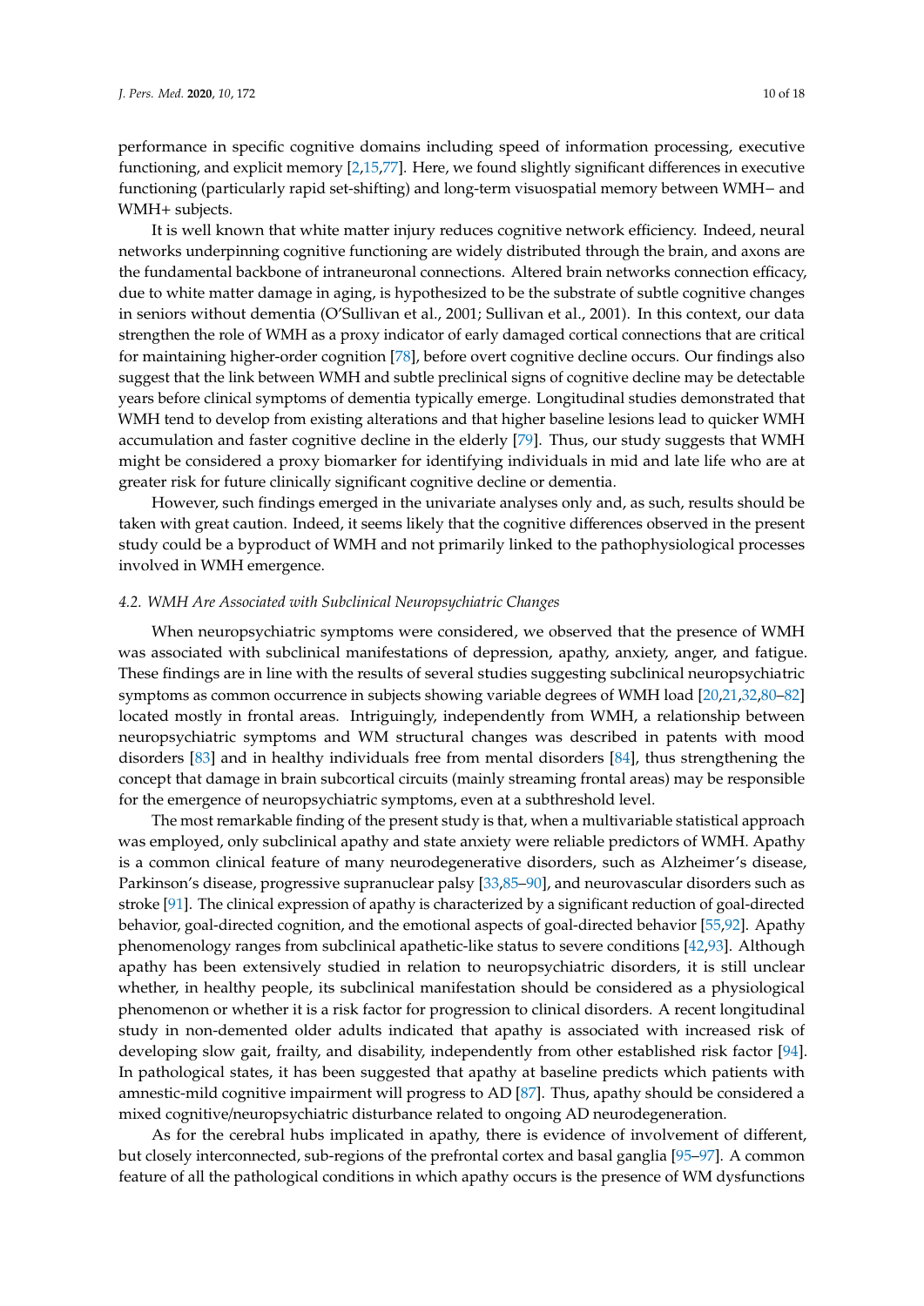performance in specific cognitive domains including speed of information processing, executive functioning, and explicit memory [2,15,77]. Here, we found slightly significant differences in executive functioning (particularly rapid set-shifting) and long-term visuospatial memory between WMH− and WMH+ subjects.

It is well known that white matter injury reduces cognitive network efficiency. Indeed, neural networks underpinning cognitive functioning are widely distributed through the brain, and axons are the fundamental backbone of intraneuronal connections. Altered brain networks connection efficacy, due to white matter damage in aging, is hypothesized to be the substrate of subtle cognitive changes in seniors without dementia (O'Sullivan et al., 2001; Sullivan et al., 2001). In this context, our data strengthen the role of WMH as a proxy indicator of early damaged cortical connections that are critical for maintaining higher-order cognition [78], before overt cognitive decline occurs. Our findings also suggest that the link between WMH and subtle preclinical signs of cognitive decline may be detectable years before clinical symptoms of dementia typically emerge. Longitudinal studies demonstrated that WMH tend to develop from existing alterations and that higher baseline lesions lead to quicker WMH accumulation and faster cognitive decline in the elderly [79]. Thus, our study suggests that WMH might be considered a proxy biomarker for identifying individuals in mid and late life who are at greater risk for future clinically significant cognitive decline or dementia.

However, such findings emerged in the univariate analyses only and, as such, results should be taken with great caution. Indeed, it seems likely that the cognitive differences observed in the present study could be a byproduct of WMH and not primarily linked to the pathophysiological processes involved in WMH emergence.

### *4.2. WMH Are Associated with Subclinical Neuropsychiatric Changes*

When neuropsychiatric symptoms were considered, we observed that the presence of WMH was associated with subclinical manifestations of depression, apathy, anxiety, anger, and fatigue. These findings are in line with the results of several studies suggesting subclinical neuropsychiatric symptoms as common occurrence in subjects showing variable degrees of WMH load [20,21,32,80–82] located mostly in frontal areas. Intriguingly, independently from WMH, a relationship between neuropsychiatric symptoms and WM structural changes was described in patients with mood disorders [83] and in healthy individuals free from mental disorders [84], thus strengthening the concept that damage in brain subcortical circuits (mainly streaming frontal areas) may be responsible for the emergence of neuropsychiatric symptoms, even at a subthreshold level.

The most remarkable finding of the present study is that, when a multivariable statistical approach was employed, only subclinical apathy and state anxiety were reliable predictors of WMH. Apathy is a common clinical feature of many neurodegenerative disorders, such as Alzheimer's disease, Parkinson's disease, progressive supranuclear palsy [33,85–90], and neurovascular disorders such as stroke [91]. The clinical expression of apathy is characterized by a significant reduction of goal-directed behavior, goal-directed cognition, and the emotional aspects of goal-directed behavior [55,92]. Apathy phenomenology ranges from subclinical apathetic-like status to severe conditions [42,93]. Although apathy has been extensively studied in relation to neuropsychiatric disorders, it is still unclear whether, in healthy people, its subclinical manifestation should be considered as a physiological phenomenon or whether it is a risk factor for progression to clinical disorders. A recent longitudinal study in non-demented older adults indicated that apathy is associated with increased risk of developing slow gait, frailty, and disability, independently from other established risk factor [94]. In pathological states, it has been suggested that apathy at baseline predicts which patients with amnestic-mild cognitive impairment will progress to AD [87]. Thus, apathy should be considered a mixed cognitive/neuropsychiatric disturbance related to ongoing AD neurodegeneration.

As for the cerebral hubs implicated in apathy, there is evidence of involvement of different, but closely interconnected, sub-regions of the prefrontal cortex and basal ganglia [95–97]. A common feature of all the pathological conditions in which apathy occurs is the presence of WM dysfunctions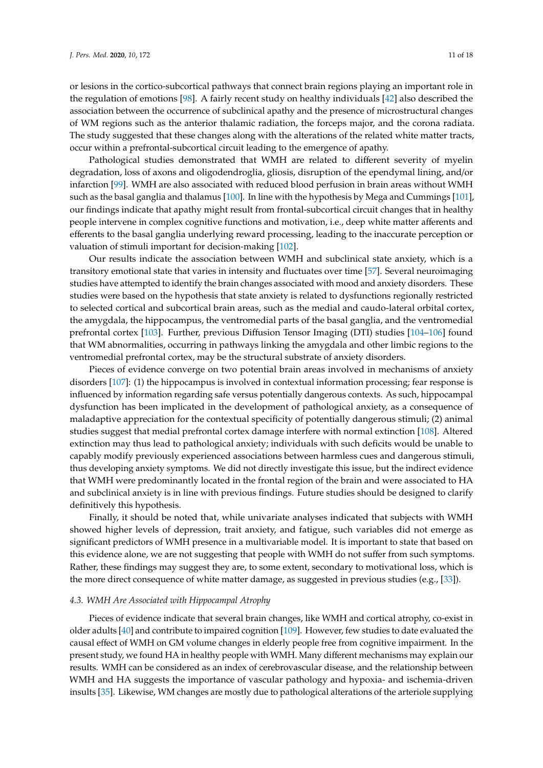or lesions in the cortico-subcortical pathways that connect brain regions playing an important role in the regulation of emotions [98]. A fairly recent study on healthy individuals [42] also described the association between the occurrence of subclinical apathy and the presence of microstructural changes of WM regions such as the anterior thalamic radiation, the forceps major, and the corona radiata. The study suggested that these changes along with the alterations of the related white matter tracts, occur within a prefrontal-subcortical circuit leading to the emergence of apathy.

Pathological studies demonstrated that WMH are related to different severity of myelin degradation, loss of axons and oligodendroglia, gliosis, disruption of the ependymal lining, and/or infarction [99]. WMH are also associated with reduced blood perfusion in brain areas without WMH such as the basal ganglia and thalamus [100]. In line with the hypothesis by Mega and Cummings [101], our findings indicate that apathy might result from frontal-subcortical circuit changes that in healthy people intervene in complex cognitive functions and motivation, i.e., deep white matter afferents and efferents to the basal ganglia underlying reward processing, leading to the inaccurate perception or valuation of stimuli important for decision-making [102].

Our results indicate the association between WMH and subclinical state anxiety, which is a transitory emotional state that varies in intensity and fluctuates over time [57]. Several neuroimaging studies have attempted to identify the brain changes associated with mood and anxiety disorders. These studies were based on the hypothesis that state anxiety is related to dysfunctions regionally restricted to selected cortical and subcortical brain areas, such as the medial and caudo-lateral orbital cortex, the amygdala, the hippocampus, the ventromedial parts of the basal ganglia, and the ventromedial prefrontal cortex [103]. Further, previous Diffusion Tensor Imaging (DTI) studies [104–106] found that WM abnormalities, occurring in pathways linking the amygdala and other limbic regions to the ventromedial prefrontal cortex, may be the structural substrate of anxiety disorders.

Pieces of evidence converge on two potential brain areas involved in mechanisms of anxiety disorders [107]: (1) the hippocampus is involved in contextual information processing; fear response is influenced by information regarding safe versus potentially dangerous contexts. As such, hippocampal dysfunction has been implicated in the development of pathological anxiety, as a consequence of maladaptive appreciation for the contextual specificity of potentially dangerous stimuli; (2) animal studies suggest that medial prefrontal cortex damage interfere with normal extinction [108]. Altered extinction may thus lead to pathological anxiety; individuals with such deficits would be unable to capably modify previously experienced associations between harmless cues and dangerous stimuli, thus developing anxiety symptoms. We did not directly investigate this issue, but the indirect evidence that WMH were predominantly located in the frontal region of the brain and were associated to HA and subclinical anxiety is in line with previous findings. Future studies should be designed to clarify definitively this hypothesis.

Finally, it should be noted that, while univariate analyses indicated that subjects with WMH showed higher levels of depression, trait anxiety, and fatigue, such variables did not emerge as significant predictors of WMH presence in a multivariable model. It is important to state that based on this evidence alone, we are not suggesting that people with WMH do not suffer from such symptoms. Rather, these findings may suggest they are, to some extent, secondary to motivational loss, which is the more direct consequence of white matter damage, as suggested in previous studies (e.g., [33]).

### *4.3. WMH Are Associated with Hippocampal Atrophy*

Pieces of evidence indicate that several brain changes, like WMH and cortical atrophy, co-exist in older adults [40] and contribute to impaired cognition [109]. However, few studies to date evaluated the causal effect of WMH on GM volume changes in elderly people free from cognitive impairment. In the present study, we found HA in healthy people with WMH. Many different mechanisms may explain our results. WMH can be considered as an index of cerebrovascular disease, and the relationship between WMH and HA suggests the importance of vascular pathology and hypoxia- and ischemia-driven insults [35]. Likewise, WM changes are mostly due to pathological alterations of the arteriole supplying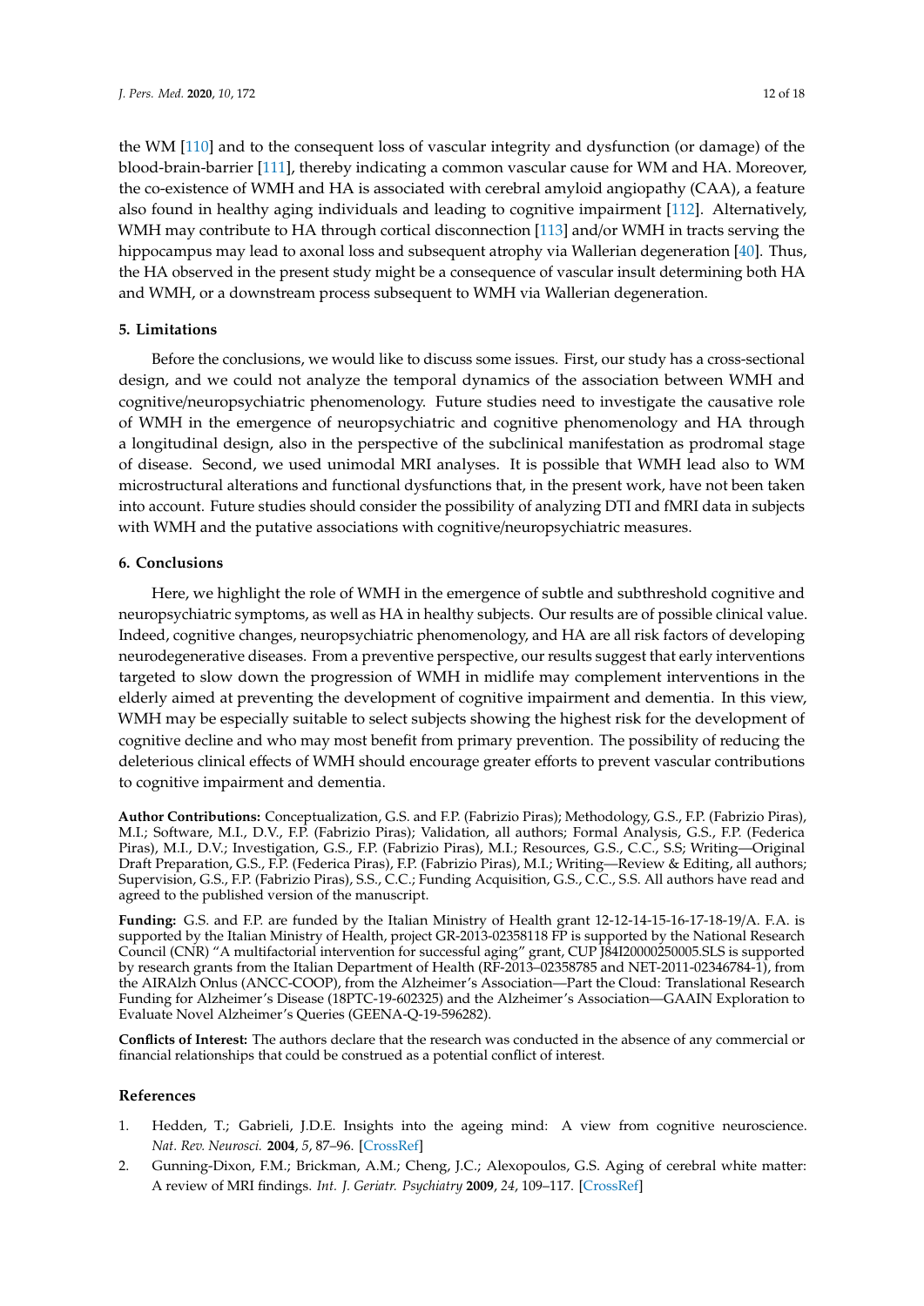the WM [110] and to the consequent loss of vascular integrity and dysfunction (or damage) of the blood-brain-barrier [111], thereby indicating a common vascular cause for WM and HA. Moreover, the co-existence of WMH and HA is associated with cerebral amyloid angiopathy (CAA), a feature also found in healthy aging individuals and leading to cognitive impairment [112]. Alternatively, WMH may contribute to HA through cortical disconnection [113] and/or WMH in tracts serving the hippocampus may lead to axonal loss and subsequent atrophy via Wallerian degeneration [40]. Thus, the HA observed in the present study might be a consequence of vascular insult determining both HA and WMH, or a downstream process subsequent to WMH via Wallerian degeneration.

## 5. Limitations

Before the conclusions, we would like to discuss some issues. First, our study has a cross-sectional design, and we could not analyze the temporal dynamics of the association between WMH and cognitive/neuropsychiatric phenomenology. Future studies need to investigate the causative role of WMH in the emergence of neuropsychiatric and cognitive phenomenology and HA through a longitudinal design, also in the perspective of the subclinical manifestation as prodromal stage of disease. Second, we used unimodal MRI analyses. It is possible that WMH lead also to WM microstructural alterations and functional dysfunctions that, in the present work, have not been taken into account. Future studies should consider the possibility of analyzing DTI and fMRI data in subjects with WMH and the putative associations with cognitive/neuropsychiatric measures.

## 6. Conclusions

Here, we highlight the role of WMH in the emergence of subtle and subthreshold cognitive and neuropsychiatric symptoms, as well as HA in healthy subjects. Our results are of possible clinical value. Indeed, cognitive changes, neuropsychiatric phenomenology, and HA are all risk factors of developing neurodegenerative diseases. From a preventive perspective, our results suggest that early interventions targeted to slow down the progression of WMH in midlife may complement interventions in the elderly aimed at preventing the development of cognitive impairment and dementia. In this view, WMH may be especially suitable to select subjects showing the highest risk for the development of cognitive decline and who may most benefit from primary prevention. The possibility of reducing the deleterious clinical effects of WMH should encourage greater efforts to prevent vascular contributions to cognitive impairment and dementia.

**Author Contributions:** Conceptualization, G.S. and F.P. (Fabrizio Piras); Methodology, G.S., F.P. (Fabrizio Piras), M.I.; Software, M.I., D.V., F.P. (Fabrizio Piras); Validation, all authors; Formal Analysis, G.S., F.P. (Federica Piras), M.I., D.V.; Investigation, G.S., F.P. (Fabrizio Piras), M.I.; Resources, G.S., C.C., S.S; Writing—Original Draft Preparation, G.S., F.P. (Federica Piras), F.P. (Fabrizio Piras), M.I.; Writing—Review & Editing, all authors; Supervision, G.S., F.P. (Fabrizio Piras), S.S., C.C.; Funding Acquisition, G.S., C.C., S.S. All authors have read and agreed to the published version of the manuscript.

**Funding:** G.S. and F.P. are funded by the Italian Ministry of Health grant 12-12-14-15-16-17-18-19/A. F.A. is supported by the Italian Ministry of Health, project GR-2013-02358118 FP is supported by the National Research Council (CNR) "A multifactorial intervention for successful aging" grant, CUP J84I20000250005.SLS is supported by research grants from the Italian Department of Health (RF-2013–02358785 and NET-2011-02346784-1), from the AIRAlzh Onlus (ANCC-COOP), from the Alzheimer's Association—Part the Cloud: Translational Research Funding for Alzheimer's Disease (18PTC-19-602325) and the Alzheimer's Association—GAAIN Exploration to Evaluate Novel Alzheimer's Queries (GEENA-Q-19-596282).

**Conflicts of Interest:** The authors declare that the research was conducted in the absence of any commercial or financial relationships that could be construed as a potential conflict of interest.

## References

1. Hedden, T.; Gabrieli, J.D.E. Insights into the ageing mind: A view from cognitive neuroscience. *Nat. Rev. Neurosci.* **2004**, *5*, 87–96. [CrossRef]
2. Gunning-Dixon, F.M.; Brickman, A.M.; Cheng, J.C.; Alexopoulos, G.S. Aging of cerebral white matter: A review of MRI findings. *Int. J. Geriatr. Psychiatry* **2009**, *24*, 109–117. [CrossRef]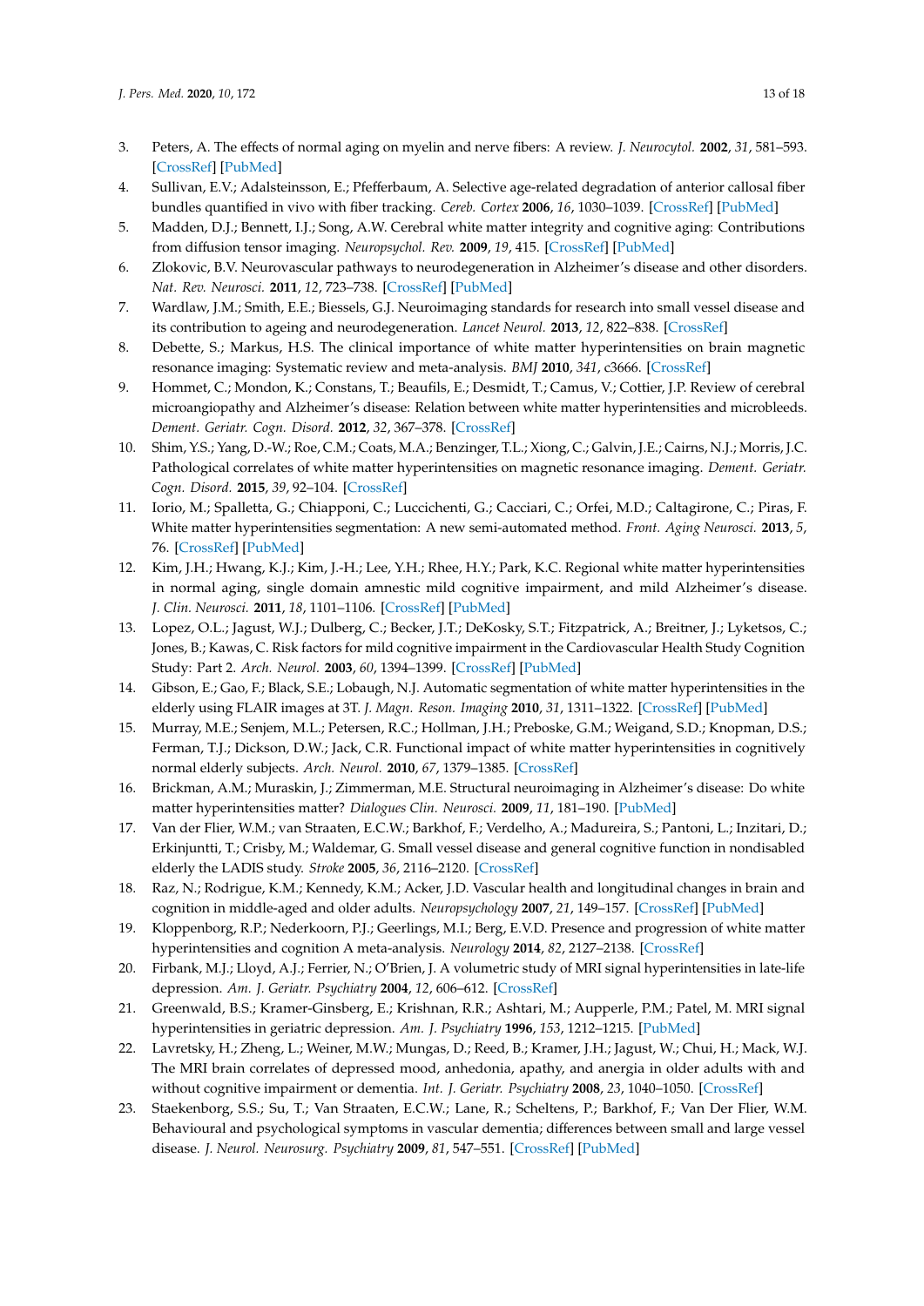3. Peters, A. The effects of normal aging on myelin and nerve fibers: A review. *J. Neurocytol.* **2002**, *31*, 581–593. [CrossRef] [PubMed]
4. Sullivan, E.V.; Adalsteinsson, E.; Pfefferbaum, A. Selective age-related degradation of anterior callosal fiber bundles quantified in vivo with fiber tracking. *Cereb. Cortex* **2006**, *16*, 1030–1039. [CrossRef] [PubMed]
5. Madden, D.J.; Bennett, I.J.; Song, A.W. Cerebral white matter integrity and cognitive aging: Contributions from diffusion tensor imaging. *Neuropsychol. Rev.* **2009**, *19*, 415. [CrossRef] [PubMed]
6. Zlokovic, B.V. Neurovascular pathways to neurodegeneration in Alzheimer's disease and other disorders. *Nat. Rev. Neurosci.* **2011**, *12*, 723–738. [CrossRef] [PubMed]
7. Wardlaw, J.M.; Smith, E.E.; Biessels, G.J. Neuroimaging standards for research into small vessel disease and its contribution to ageing and neurodegeneration. *Lancet Neurol.* **2013**, *12*, 822–838. [CrossRef]
8. Debette, S.; Markus, H.S. The clinical importance of white matter hyperintensities on brain magnetic resonance imaging: Systematic review and meta-analysis. *BMJ* **2010**, *341*, c3666. [CrossRef]
9. Hommet, C.; Mondon, K.; Constans, T.; Beaufils, E.; Desmidt, T.; Camus, V.; Cottier, J.P. Review of cerebral microangiopathy and Alzheimer's disease: Relation between white matter hyperintensities and microbleeds. *Dement. Geriatr. Cogn. Disord.* **2012**, *32*, 367–378. [CrossRef]
10. Shim, Y.S.; Yang, D.-W.; Roe, C.M.; Coats, M.A.; Benzinger, T.L.; Xiong, C.; Galvin, J.E.; Cairns, N.J.; Morris, J.C. Pathological correlates of white matter hyperintensities on magnetic resonance imaging. *Dement. Geriatr. Cogn. Disord.* **2015**, *39*, 92–104. [CrossRef]
11. Iorio, M.; Spalletta, G.; Chiapponi, C.; Luccichenti, G.; Cacciari, C.; Orfei, M.D.; Caltagirone, C.; Piras, F. White matter hyperintensities segmentation: A new semi-automated method. *Front. Aging Neurosci.* **2013**, *5*, 76. [CrossRef] [PubMed]
12. Kim, J.H.; Hwang, K.J.; Kim, J.-H.; Lee, Y.H.; Rhee, H.Y.; Park, K.C. Regional white matter hyperintensities in normal aging, single domain amnestic mild cognitive impairment, and mild Alzheimer's disease. *J. Clin. Neurosci.* **2011**, *18*, 1101–1106. [CrossRef] [PubMed]
13. Lopez, O.L.; Jagust, W.J.; Dulberg, C.; Becker, J.T.; DeKosky, S.T.; Fitzpatrick, A.; Breitner, J.; Lyketsos, C.; Jones, B.; Kawas, C. Risk factors for mild cognitive impairment in the Cardiovascular Health Study Cognition Study: Part 2. *Arch. Neurol.* **2003**, *60*, 1394–1399. [CrossRef] [PubMed]
14. Gibson, E.; Gao, F.; Black, S.E.; Lobaugh, N.J. Automatic segmentation of white matter hyperintensities in the elderly using FLAIR images at 3T. *J. Magn. Reson. Imaging* **2010**, *31*, 1311–1322. [CrossRef] [PubMed]
15. Murray, M.E.; Senjem, M.L.; Petersen, R.C.; Hollman, J.H.; Preboske, G.M.; Weigand, S.D.; Knopman, D.S.; Ferman, T.J.; Dickson, D.W.; Jack, C.R. Functional impact of white matter hyperintensities in cognitively normal elderly subjects. *Arch. Neurol.* **2010**, *67*, 1379–1385. [CrossRef]
16. Brickman, A.M.; Muraskin, J.; Zimmerman, M.E. Structural neuroimaging in Alzheimer's disease: Do white matter hyperintensities matter? *Dialogues Clin. Neurosci.* **2009**, *11*, 181–190. [PubMed]
17. Van der Flier, W.M.; van Straaten, E.C.W.; Barkhof, F.; Verdelho, A.; Madureira, S.; Pantoni, L.; Inzitari, D.; Erkinjuntti, T.; Crisby, M.; Waldemar, G. Small vessel disease and general cognitive function in nondisabled elderly the LADIS study. *Stroke* **2005**, *36*, 2116–2120. [CrossRef]
18. Raz, N.; Rodrigue, K.M.; Kennedy, K.M.; Acker, J.D. Vascular health and longitudinal changes in brain and cognition in middle-aged and older adults. *Neuropsychology* **2007**, *21*, 149–157. [CrossRef] [PubMed]
19. Kloppenborg, R.P.; Nederkoorn, P.J.; Geerlings, M.I.; Berg, E.V.D. Presence and progression of white matter hyperintensities and cognition A meta-analysis. *Neurology* **2014**, *82*, 2127–2138. [CrossRef]
20. Firbank, M.J.; Lloyd, A.J.; Ferrier, N.; O'Brien, J. A volumetric study of MRI signal hyperintensities in late-life depression. *Am. J. Geriatr. Psychiatry* **2004**, *12*, 606–612. [CrossRef]
21. Greenwald, B.S.; Kramer-Ginsberg, E.; Krishnan, R.R.; Ashtari, M.; Aupperle, P.M.; Patel, M. MRI signal hyperintensities in geriatric depression. *Am. J. Psychiatry* **1996**, *153*, 1212–1215. [PubMed]
22. Lavretsky, H.; Zheng, L.; Weiner, M.W.; Mungas, D.; Reed, B.; Kramer, J.H.; Jagust, W.; Chui, H.; Mack, W.J. The MRI brain correlates of depressed mood, anhedonia, apathy, and anergia in older adults with and without cognitive impairment or dementia. *Int. J. Geriatr. Psychiatry* **2008**, *23*, 1040–1050. [CrossRef]
23. Staekenborg, S.S.; Su, T.; Van Straaten, E.C.W.; Lane, R.; Scheltens, P.; Barkhof, F.; Van Der Flier, W.M. Behavioural and psychological symptoms in vascular dementia; differences between small and large vessel disease. *J. Neurol. Neurosurg. Psychiatry* **2009**, *81*, 547–551. [CrossRef] [PubMed]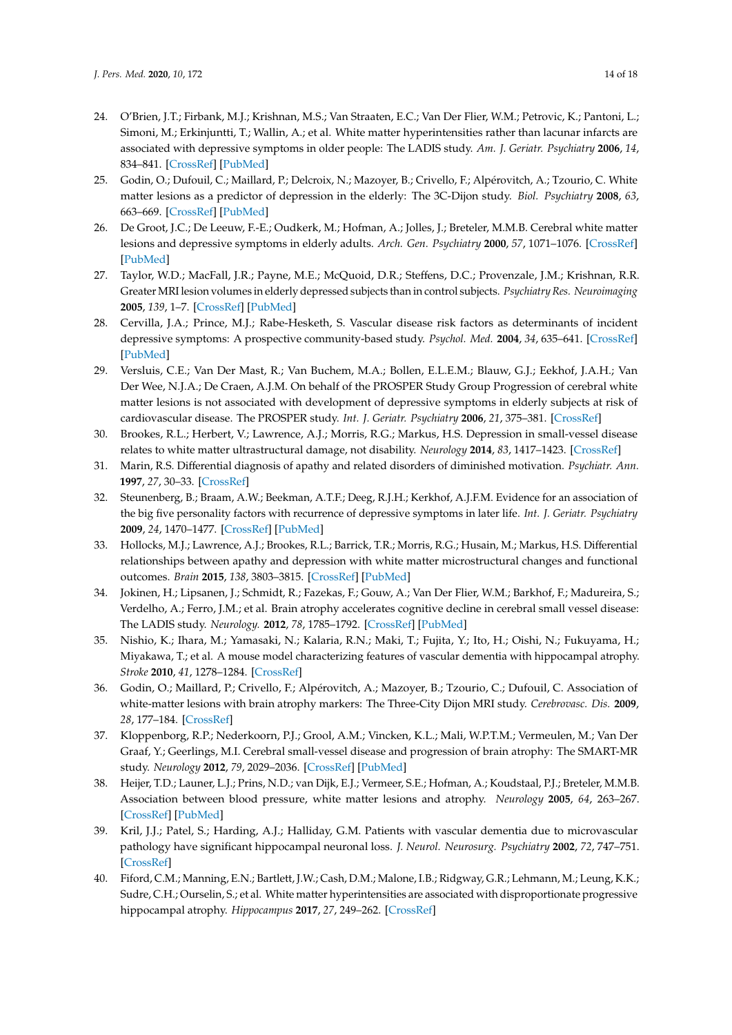24. O'Brien, J.T.; Firbank, M.J.; Krishnan, M.S.; Van Straaten, E.C.; Van Der Flier, W.M.; Petrovic, K.; Pantoni, L.; Simoni, M.; Erkinjuntti, T.; Wallin, A.; et al. White matter hyperintensities rather than lacunar infarcts are associated with depressive symptoms in older people: The LADIS study. *Am. J. Geriatr. Psychiatry* **2006**, *14*, 834–841. [CrossRef] [PubMed]
25. Godin, O.; Dufouil, C.; Maillard, P.; Delcroix, N.; Mazoyer, B.; Crivello, F.; Alpérovitch, A.; Tzourio, C. White matter lesions as a predictor of depression in the elderly: The 3C-Dijon study. *Biol. Psychiatry* **2008**, *63*, 663–669. [CrossRef] [PubMed]
26. De Groot, J.C.; De Leeuw, F.-E.; Oudkerk, M.; Hofman, A.; Jolles, J.; Breteler, M.M.B. Cerebral white matter lesions and depressive symptoms in elderly adults. *Arch. Gen. Psychiatry* **2000**, *57*, 1071–1076. [CrossRef] [PubMed]
27. Taylor, W.D.; MacFall, J.R.; Payne, M.E.; McQuoid, D.R.; Steffens, D.C.; Provenzale, J.M.; Krishnan, R.R. Greater MRI lesion volumes in elderly depressed subjects than in control subjects. *Psychiatry Res. Neuroimaging* **2005**, *139*, 1–7. [CrossRef] [PubMed]
28. Cervilla, J.A.; Prince, M.J.; Rabe-Hesketh, S. Vascular disease risk factors as determinants of incident depressive symptoms: A prospective community-based study. *Psychol. Med.* **2004**, *34*, 635–641. [CrossRef] [PubMed]
29. Versluis, C.E.; Van Der Mast, R.; Van Buchem, M.A.; Bollen, E.L.E.M.; Blauw, G.J.; Eekhof, J.A.H.; Van Der Wee, N.J.A.; De Craen, A.J.M. On behalf of the PROSPER Study Group Progression of cerebral white matter lesions is not associated with development of depressive symptoms in elderly subjects at risk of cardiovascular disease. The PROSPER study. *Int. J. Geriatr. Psychiatry* **2006**, *21*, 375–381. [CrossRef]
30. Brookes, R.L.; Herbert, V.; Lawrence, A.J.; Morris, R.G.; Markus, H.S. Depression in small-vessel disease relates to white matter ultrastructural damage, not disability. *Neurology* **2014**, *83*, 1417–1423. [CrossRef]
31. Marin, R.S. Differential diagnosis of apathy and related disorders of diminished motivation. *Psychiatr. Ann.* **1997**, *27*, 30–33. [CrossRef]
32. Steunenberg, B.; Braam, A.W.; Beekman, A.T.F.; Deeg, R.J.H.; Kerkhof, A.J.F.M. Evidence for an association of the big five personality factors with recurrence of depressive symptoms in later life. *Int. J. Geriatr. Psychiatry* **2009**, *24*, 1470–1477. [CrossRef] [PubMed]
33. Hollocks, M.J.; Lawrence, A.J.; Brookes, R.L.; Barrick, T.R.; Morris, R.G.; Husain, M.; Markus, H.S. Differential relationships between apathy and depression with white matter microstructural changes and functional outcomes. *Brain* **2015**, *138*, 3803–3815. [CrossRef] [PubMed]
34. Jokinen, H.; Lipsanen, J.; Schmidt, R.; Fazekas, F.; Gouw, A.; Van Der Flier, W.M.; Barkhof, F.; Madureira, S.; Verdelho, A.; Ferro, J.M.; et al. Brain atrophy accelerates cognitive decline in cerebral small vessel disease: The LADIS study. *Neurology.* **2012**, *78*, 1785–1792. [CrossRef] [PubMed]
35. Nishio, K.; Ihara, M.; Yamasaki, N.; Kalaria, R.N.; Maki, T.; Fujita, Y.; Ito, H.; Oishi, N.; Fukuyama, H.; Miyakawa, T.; et al. A mouse model characterizing features of vascular dementia with hippocampal atrophy. *Stroke* **2010**, *41*, 1278–1284. [CrossRef]
36. Godin, O.; Maillard, P.; Crivello, F.; Alpérovitch, A.; Mazoyer, B.; Tzourio, C.; Dufouil, C. Association of white-matter lesions with brain atrophy markers: The Three-City Dijon MRI study. *Cerebrovasc. Dis.* **2009**, *28*, 177–184. [CrossRef]
37. Kloppenborg, R.P.; Nederkoorn, P.J.; Grool, A.M.; Vincken, K.L.; Mali, W.P.T.M.; Vermeulen, M.; Van Der Graaf, Y.; Geerlings, M.I. Cerebral small-vessel disease and progression of brain atrophy: The SMART-MR study. *Neurology* **2012**, *79*, 2029–2036. [CrossRef] [PubMed]
38. Heijer, T.D.; Launer, L.J.; Prins, N.D.; van Dijk, E.J.; Vermeer, S.E.; Hofman, A.; Koudstaal, P.J.; Breteler, M.M.B. Association between blood pressure, white matter lesions and atrophy. *Neurology* **2005**, *64*, 263–267. [CrossRef] [PubMed]
39. Kril, J.J.; Patel, S.; Harding, A.J.; Halliday, G.M. Patients with vascular dementia due to microvascular pathology have significant hippocampal neuronal loss. *J. Neurol. Neurosurg. Psychiatry* **2002**, *72*, 747–751. [CrossRef]
40. Fiford, C.M.; Manning, E.N.; Bartlett, J.W.; Cash, D.M.; Malone, I.B.; Ridgway, G.R.; Lehmann, M.; Leung, K.K.; Sudre, C.H.; Ourselin, S.; et al. White matter hyperintensities are associated with disproportionate progressive hippocampal atrophy. *Hippocampus* **2017**, *27*, 249–262. [CrossRef]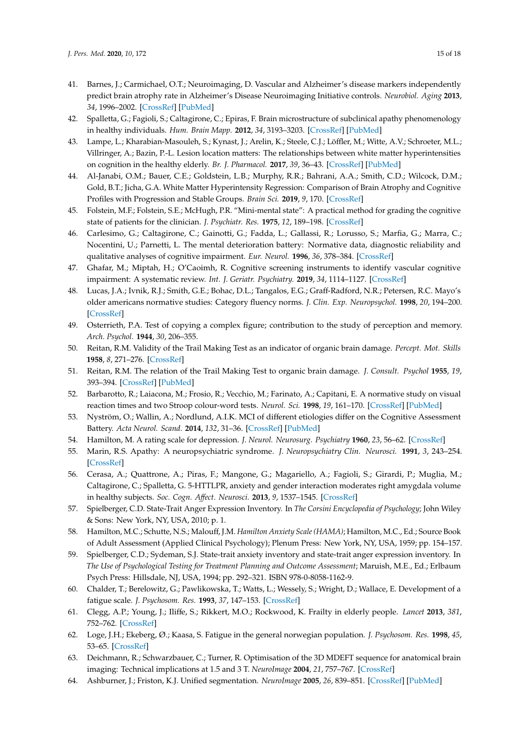41. Barnes, J.; Carmichael, O.T.; Neuroimaging, D. Vascular and Alzheimer's disease markers independently predict brain atrophy rate in Alzheimer's Disease Neuroimaging Initiative controls. *Neurobiol. Aging* **2013**, *34*, 1996–2002. [CrossRef] [PubMed]
42. Spalletta, G.; Fagioli, S.; Caltagirone, C.; Epiras, F. Brain microstructure of subclinical apathy phenomenology in healthy individuals. *Hum. Brain Mapp.* **2012**, *34*, 3193–3203. [CrossRef] [PubMed]
43. Lampe, L.; Kharabian-Masouleh, S.; Kynast, J.; Arelin, K.; Steele, C.J.; Löffler, M.; Witte, A.V.; Schroeter, M.L.; Villringer, A.; Bazin, P.-L. Lesion location matters: The relationships between white matter hyperintensities on cognition in the healthy elderly. *Br. J. Pharmacol.* **2017**, *39*, 36–43. [CrossRef] [PubMed]
44. Al-Janabi, O.M.; Bauer, C.E.; Goldstein, L.B.; Murphy, R.R.; Bahrani, A.A.; Smith, C.D.; Wilcock, D.M.; Gold, B.T.; Jicha, G.A. White Matter Hyperintensity Regression: Comparison of Brain Atrophy and Cognitive Profiles with Progression and Stable Groups. *Brain Sci.* **2019**, *9*, 170. [CrossRef]
45. Folstein, M.F.; Folstein, S.E.; McHugh, P.R. "Mini-mental state": A practical method for grading the cognitive state of patients for the clinician. *J. Psychiatr. Res.* **1975**, *12*, 189–198. [CrossRef]
46. Carlesimo, G.; Caltagirone, C.; Gainotti, G.; Fadda, L.; Gallassi, R.; Lorusso, S.; Marfia, G.; Marra, C.; Nocentini, U.; Parnetti, L. The mental deterioration battery: Normative data, diagnostic reliability and qualitative analyses of cognitive impairment. *Eur. Neurol.* **1996**, *36*, 378–384. [CrossRef]
47. Ghafar, M.; Miptah, H.; O'Caoimh, R. Cognitive screening instruments to identify vascular cognitive impairment: A systematic review. *Int. J. Geriatr. Psychiatry.* **2019**, *34*, 1114–1127. [CrossRef]
48. Lucas, J.A.; Ivnik, R.J.; Smith, G.E.; Bohac, D.L.; Tangalos, E.G.; Graff-Radford, N.R.; Petersen, R.C. Mayo's older americans normative studies: Category fluency norms. *J. Clin. Exp. Neuropsychol.* **1998**, *20*, 194–200. [CrossRef]
49. Osterrieth, P.A. Test of copying a complex figure; contribution to the study of perception and memory. *Arch. Psychol.* **1944**, *30*, 206–355.
50. Reitan, R.M. Validity of the Trail Making Test as an indicator of organic brain damage. *Percept. Mot. Skills* **1958**, *8*, 271–276. [CrossRef]
51. Reitan, R.M. The relation of the Trail Making Test to organic brain damage. *J. Consult. Psychol* **1955**, *19*, 393–394. [CrossRef] [PubMed]
52. Barbarotto, R.; Laiacona, M.; Frosio, R.; Vecchio, M.; Farinato, A.; Capitani, E. A normative study on visual reaction times and two Stroop colour-word tests. *Neurol. Sci.* **1998**, *19*, 161–170. [CrossRef] [PubMed]
53. Nyström, O.; Wallin, A.; Nordlund, A.I.K. MCI of different etiologies differ on the Cognitive Assessment Battery. *Acta Neurol. Scand.* **2014**, *132*, 31–36. [CrossRef] [PubMed]
54. Hamilton, M. A rating scale for depression. *J. Neurol. Neurosurg. Psychiatry* **1960**, *23*, 56–62. [CrossRef]
55. Marin, R.S. Apathy: A neuropsychiatric syndrome. *J. Neuropsychiatry Clin. Neurosci.* **1991**, *3*, 243–254. [CrossRef]
56. Cerasa, A.; Quattrone, A.; Piras, F.; Mangone, G.; Magariello, A.; Fagioli, S.; Girardi, P.; Muglia, M.; Caltagirone, C.; Spalletta, G. 5-HTTLPR, anxiety and gender interaction moderates right amygdala volume in healthy subjects. *Soc. Cogn. Affect. Neurosci.* **2013**, *9*, 1537–1545. [CrossRef]
57. Spielberger, C.D. State-Trait Anger Expression Inventory. In *The Corsini Encyclopedia of Psychology*; John Wiley & Sons: New York, NY, USA, 2010; p. 1.
58. Hamilton, M.C.; Schutte, N.S.; Malouff, J.M. *Hamilton Anxiety Scale (HAMA)*; Hamilton, M.C., Ed.; Source Book of Adult Assessment (Applied Clinical Psychology); Plenum Press: New York, NY, USA, 1959; pp. 154–157.
59. Spielberger, C.D.; Sydeman, S.J. State-trait anxiety inventory and state-trait anger expression inventory. In *The Use of Psychological Testing for Treatment Planning and Outcome Assessment*; Maruish, M.E., Ed.; Erlbaum Psych Press: Hillsdale, NJ, USA, 1994; pp. 292–321. ISBN 978-0-8058-1162-9.
60. Chalder, T.; Berelowitz, G.; Pawlikowska, T.; Watts, L.; Wessely, S.; Wright, D.; Wallace, E. Development of a fatigue scale. *J. Psychosom. Res.* **1993**, *37*, 147–153. [CrossRef]
61. Clegg, A.P.; Young, J.; Iliffe, S.; Rikkert, M.O.; Rockwood, K. Frailty in elderly people. *Lancet* **2013**, *381*, 752–762. [CrossRef]
62. Loge, J.H.; Ekeberg, Ø.; Kaasa, S. Fatigue in the general norwegian population. *J. Psychosom. Res.* **1998**, *45*, 53–65. [CrossRef]
63. Deichmann, R.; Schwarzbauer, C.; Turner, R. Optimisation of the 3D MDEFT sequence for anatomical brain imaging: Technical implications at 1.5 and 3 T. *NeuroImage* **2004**, *21*, 757–767. [CrossRef]
64. Ashburner, J.; Friston, K.J. Unified segmentation. *NeuroImage* **2005**, *26*, 839–851. [CrossRef] [PubMed]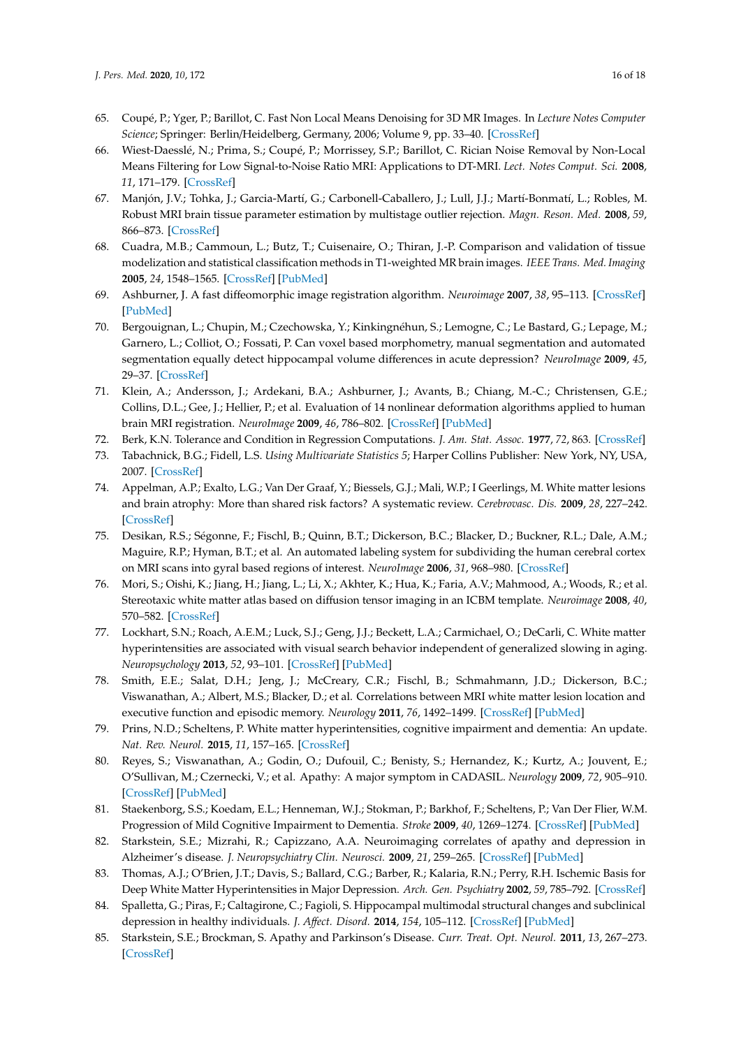65. Coupé, P.; Yger, P.; Barillot, C. Fast Non Local Means Denoising for 3D MR Images. In *Lecture Notes Computer Science*; Springer: Berlin/Heidelberg, Germany, 2006; Volume 9, pp. 33–40. [CrossRef]
66. Wiest-Daesslé, N.; Prima, S.; Coupé, P.; Morrissey, S.P.; Barillot, C. Rician Noise Removal by Non-Local Means Filtering for Low Signal-to-Noise Ratio MRI: Applications to DT-MRI. *Lect. Notes Comput. Sci.* **2008**, *11*, 171–179. [CrossRef]
67. Manjón, J.V.; Tohka, J.; Garcia-Martí, G.; Carbonell-Caballero, J.; Lull, J.J.; Martí-Bonmatí, L.; Robles, M. Robust MRI brain tissue parameter estimation by multistage outlier rejection. *Magn. Reson. Med.* **2008**, *59*, 866–873. [CrossRef]
68. Cuadra, M.B.; Cammoun, L.; Butz, T.; Cuisenaire, O.; Thiran, J.-P. Comparison and validation of tissue modelization and statistical classification methods in T1-weighted MR brain images. *IEEE Trans. Med. Imaging* **2005**, *24*, 1548–1565. [CrossRef] [PubMed]
69. Ashburner, J. A fast diffeomorphic image registration algorithm. *Neuroimage* **2007**, *38*, 95–113. [CrossRef] [PubMed]
70. Bergouignan, L.; Chupin, M.; Czechowska, Y.; Kinkingnéhun, S.; Lemogne, C.; Le Bastard, G.; Lepage, M.; Garnero, L.; Colliot, O.; Fossati, P. Can voxel based morphometry, manual segmentation and automated segmentation equally detect hippocampal volume differences in acute depression? *NeuroImage* **2009**, *45*, 29–37. [CrossRef]
71. Klein, A.; Andersson, J.; Ardekani, B.A.; Ashburner, J.; Avants, B.; Chiang, M.-C.; Christensen, G.E.; Collins, D.L.; Gee, J.; Hellier, P.; et al. Evaluation of 14 nonlinear deformation algorithms applied to human brain MRI registration. *NeuroImage* **2009**, *46*, 786–802. [CrossRef] [PubMed]
72. Berk, K.N. Tolerance and Condition in Regression Computations. *J. Am. Stat. Assoc.* **1977**, *72*, 863. [CrossRef]
73. Tabachnick, B.G.; Fidell, L.S. *Using Multivariate Statistics 5*; Harper Collins Publisher: New York, NY, USA, 2007. [CrossRef]
74. Appelman, A.P.; Exalto, L.G.; Van Der Graaf, Y.; Biessels, G.J.; Mali, W.P.; I Geerlings, M. White matter lesions and brain atrophy: More than shared risk factors? A systematic review. *Cerebrovasc. Dis.* **2009**, *28*, 227–242. [CrossRef]
75. Desikan, R.S.; Ségonne, F.; Fischl, B.; Quinn, B.T.; Dickerson, B.C.; Blacker, D.; Buckner, R.L.; Dale, A.M.; Maguire, R.P.; Hyman, B.T.; et al. An automated labeling system for subdividing the human cerebral cortex on MRI scans into gyral based regions of interest. *NeuroImage* **2006**, *31*, 968–980. [CrossRef]
76. Mori, S.; Oishi, K.; Jiang, H.; Jiang, L.; Li, X.; Akhter, K.; Hua, K.; Faria, A.V.; Mahmood, A.; Woods, R.; et al. Stereotaxic white matter atlas based on diffusion tensor imaging in an ICBM template. *Neuroimage* **2008**, *40*, 570–582. [CrossRef]
77. Lockhart, S.N.; Roach, A.E.M.; Luck, S.J.; Geng, J.J.; Beckett, L.A.; Carmichael, O.; DeCarli, C. White matter hyperintensities are associated with visual search behavior independent of generalized slowing in aging. *Neuropsychology* **2013**, *52*, 93–101. [CrossRef] [PubMed]
78. Smith, E.E.; Salat, D.H.; Jeng, J.; McCreary, C.R.; Fischl, B.; Schmahmann, J.D.; Dickerson, B.C.; Viswanathan, A.; Albert, M.S.; Blacker, D.; et al. Correlations between MRI white matter lesion location and executive function and episodic memory. *Neurology* **2011**, *76*, 1492–1499. [CrossRef] [PubMed]
79. Prins, N.D.; Scheltens, P. White matter hyperintensities, cognitive impairment and dementia: An update. *Nat. Rev. Neurol.* **2015**, *11*, 157–165. [CrossRef]
80. Reyes, S.; Viswanathan, A.; Godin, O.; Dufouil, C.; Benisty, S.; Hernandez, K.; Kurtz, A.; Jouvent, E.; O'Sullivan, M.; Czernecki, V.; et al. Apathy: A major symptom in CADASIL. *Neurology* **2009**, *72*, 905–910. [CrossRef] [PubMed]
81. Staekenborg, S.S.; Koedam, E.L.; Henneman, W.J.; Stokman, P.; Barkhof, F.; Scheltens, P.; Van Der Flier, W.M. Progression of Mild Cognitive Impairment to Dementia. *Stroke* **2009**, *40*, 1269–1274. [CrossRef] [PubMed]
82. Starkstein, S.E.; Mizrahi, R.; Capizzano, A.A. Neuroimaging correlates of apathy and depression in Alzheimer's disease. *J. Neuropsychiatry Clin. Neurosci.* **2009**, *21*, 259–265. [CrossRef] [PubMed]
83. Thomas, A.J.; O'Brien, J.T.; Davis, S.; Ballard, C.G.; Barber, R.; Kalaria, R.N.; Perry, R.H. Ischemic Basis for Deep White Matter Hyperintensities in Major Depression. *Arch. Gen. Psychiatry* **2002**, *59*, 785–792. [CrossRef]
84. Spalletta, G.; Piras, F.; Caltagirone, C.; Fagioli, S. Hippocampal multimodal structural changes and subclinical depression in healthy individuals. *J. Affect. Disord.* **2014**, *154*, 105–112. [CrossRef] [PubMed]
85. Starkstein, S.E.; Brockman, S. Apathy and Parkinson's Disease. *Curr. Treat. Opt. Neurol.* **2011**, *13*, 267–273. [CrossRef]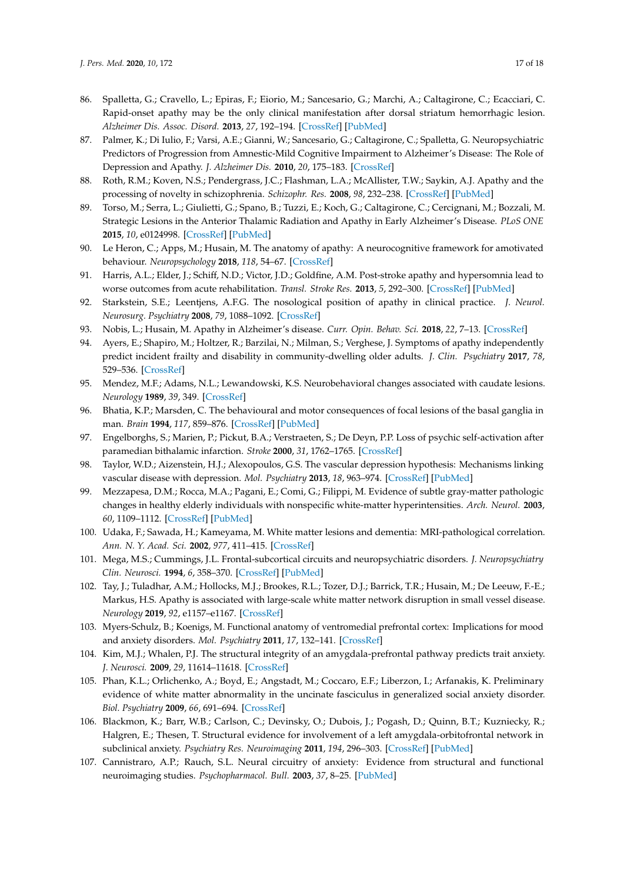86. Spalletta, G.; Cravello, L.; Epiras, F.; Eiorio, M.; Sancesario, G.; Marchi, A.; Caltagirone, C.; Ecacciari, C. Rapid-onset apathy may be the only clinical manifestation after dorsal striatum hemorrhagic lesion. *Alzheimer Dis. Assoc. Disord.* **2013**, *27*, 192–194. [CrossRef] [PubMed]
87. Palmer, K.; Di Iulio, F.; Varsi, A.E.; Gianni, W.; Sancesario, G.; Caltagirone, C.; Spalletta, G. Neuropsychiatric Predictors of Progression from Amnestic-Mild Cognitive Impairment to Alzheimer's Disease: The Role of Depression and Apathy. *J. Alzheimer Dis.* **2010**, *20*, 175–183. [CrossRef]
88. Roth, R.M.; Koven, N.S.; Pendergrass, J.C.; Flashman, L.A.; McAllister, T.W.; Saykin, A.J. Apathy and the processing of novelty in schizophrenia. *Schizophr. Res.* **2008**, *98*, 232–238. [CrossRef] [PubMed]
89. Torso, M.; Serra, L.; Giulietti, G.; Spano, B.; Tuzzi, E.; Koch, G.; Caltagirone, C.; Cercignani, M.; Bozzali, M. Strategic Lesions in the Anterior Thalamic Radiation and Apathy in Early Alzheimer's Disease. *PLoS ONE* **2015**, *10*, e0124998. [CrossRef] [PubMed]
90. Le Heron, C.; Apps, M.; Husain, M. The anatomy of apathy: A neurocognitive framework for amotivated behaviour. *Neuropsychology* **2018**, *118*, 54–67. [CrossRef]
91. Harris, A.L.; Elder, J.; Schiff, N.D.; Victor, J.D.; Goldfine, A.M. Post-stroke apathy and hypersomnia lead to worse outcomes from acute rehabilitation. *Transl. Stroke Res.* **2013**, *5*, 292–300. [CrossRef] [PubMed]
92. Starkstein, S.E.; Leentjens, A.F.G. The nosological position of apathy in clinical practice. *J. Neurol. Neurosurg. Psychiatry* **2008**, *79*, 1088–1092. [CrossRef]
93. Nobis, L.; Husain, M. Apathy in Alzheimer's disease. *Curr. Opin. Behav. Sci.* **2018**, *22*, 7–13. [CrossRef]
94. Ayers, E.; Shapiro, M.; Holtzer, R.; Barzilai, N.; Milman, S.; Verghese, J. Symptoms of apathy independently predict incident frailty and disability in community-dwelling older adults. *J. Clin. Psychiatry* **2017**, *78*, 529–536. [CrossRef]
95. Mendez, M.F.; Adams, N.L.; Lewandowski, K.S. Neurobehavioral changes associated with caudate lesions. *Neurology* **1989**, *39*, 349. [CrossRef]
96. Bhatia, K.P.; Marsden, C. The behavioural and motor consequences of focal lesions of the basal ganglia in man. *Brain* **1994**, *117*, 859–876. [CrossRef] [PubMed]
97. Engelborghs, S.; Marien, P.; Pickut, B.A.; Verstraeten, S.; De Deyn, P.P. Loss of psychic self-activation after paramedian bithalamic infarction. *Stroke* **2000**, *31*, 1762–1765. [CrossRef]
98. Taylor, W.D.; Aizenstein, H.J.; Alexopoulos, G.S. The vascular depression hypothesis: Mechanisms linking vascular disease with depression. *Mol. Psychiatry* **2013**, *18*, 963–974. [CrossRef] [PubMed]
99. Mezzapesa, D.M.; Rocca, M.A.; Pagani, E.; Comi, G.; Filippi, M. Evidence of subtle gray-matter pathologic changes in healthy elderly individuals with nonspecific white-matter hyperintensities. *Arch. Neurol.* **2003**, *60*, 1109–1112. [CrossRef] [PubMed]
100. Udaka, F.; Sawada, H.; Kameyama, M. White matter lesions and dementia: MRI-pathological correlation. *Ann. N. Y. Acad. Sci.* **2002**, *977*, 411–415. [CrossRef]
101. Mega, M.S.; Cummings, J.L. Frontal-subcortical circuits and neuropsychiatric disorders. *J. Neuropsychiatry Clin. Neurosci.* **1994**, *6*, 358–370. [CrossRef] [PubMed]
102. Tay, J.; Tuladhar, A.M.; Hollocks, M.J.; Brookes, R.L.; Tozer, D.J.; Barrick, T.R.; Husain, M.; De Leeuw, F.-E.; Markus, H.S. Apathy is associated with large-scale white matter network disruption in small vessel disease. *Neurology* **2019**, *92*, e1157–e1167. [CrossRef]
103. Myers-Schulz, B.; Koenigs, M. Functional anatomy of ventromedial prefrontal cortex: Implications for mood and anxiety disorders. *Mol. Psychiatry* **2011**, *17*, 132–141. [CrossRef]
104. Kim, M.J.; Whalen, P.J. The structural integrity of an amygdala-prefrontal pathway predicts trait anxiety. *J. Neurosci.* **2009**, *29*, 11614–11618. [CrossRef]
105. Phan, K.L.; Orlichenko, A.; Boyd, E.; Angstadt, M.; Coccaro, E.F.; Liberzon, I.; Arfanakis, K. Preliminary evidence of white matter abnormality in the uncinate fasciculus in generalized social anxiety disorder. *Biol. Psychiatry* **2009**, *66*, 691–694. [CrossRef]
106. Blackmon, K.; Barr, W.B.; Carlson, C.; Devinsky, O.; Dubois, J.; Pogash, D.; Quinn, B.T.; Kuzniecky, R.; Halgren, E.; Thesen, T. Structural evidence for involvement of a left amygdala-orbitofrontal network in subclinical anxiety. *Psychiatry Res. Neuroimaging* **2011**, *194*, 296–303. [CrossRef] [PubMed]
107. Cannistraro, A.P.; Rauch, S.L. Neural circuitry of anxiety: Evidence from structural and functional neuroimaging studies. *Psychopharmacol. Bull.* **2003**, *37*, 8–25. [PubMed]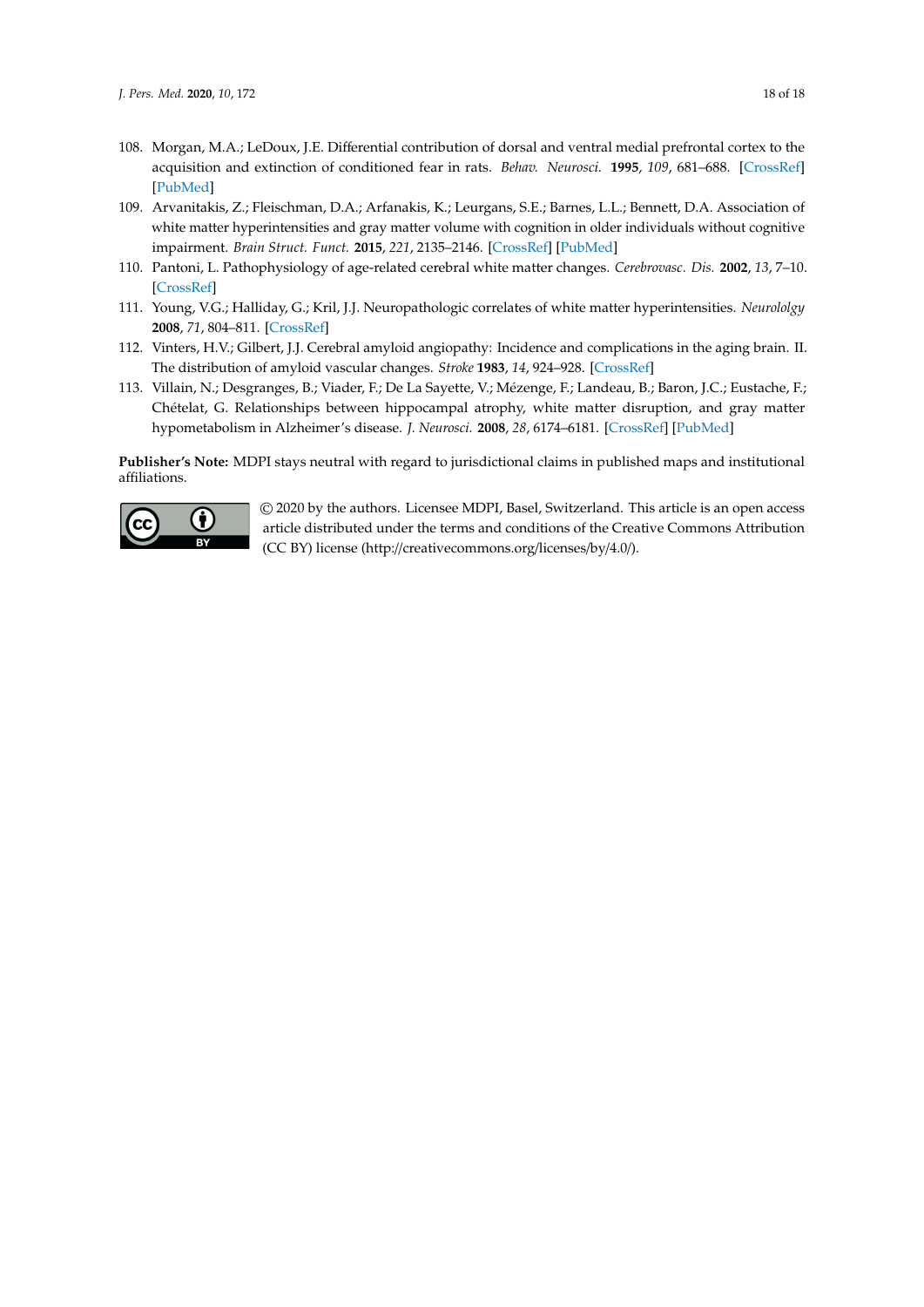108. Morgan, M.A.; LeDoux, J.E. Differential contribution of dorsal and ventral medial prefrontal cortex to the acquisition and extinction of conditioned fear in rats. *Behav. Neurosci.* **1995**, *109*, 681–688. [CrossRef] [PubMed]
109. Arvanitakis, Z.; Fleischman, D.A.; Arfanakis, K.; Leurgans, S.E.; Barnes, L.L.; Bennett, D.A. Association of white matter hyperintensities and gray matter volume with cognition in older individuals without cognitive impairment. *Brain Struct. Funct.* **2015**, *221*, 2135–2146. [CrossRef] [PubMed]
110. Pantoni, L. Pathophysiology of age-related cerebral white matter changes. *Cerebrovasc. Dis.* **2002**, *13*, 7–10. [CrossRef]
111. Young, V.G.; Halliday, G.; Kril, J.J. Neuropathologic correlates of white matter hyperintensities. *Neurololgy* **2008**, *71*, 804–811. [CrossRef]
112. Vinters, H.V.; Gilbert, J.J. Cerebral amyloid angiopathy: Incidence and complications in the aging brain. II. The distribution of amyloid vascular changes. *Stroke* **1983**, *14*, 924–928. [CrossRef]
113. Villain, N.; Desgranges, B.; Viader, F.; De La Sayette, V.; Mézenge, F.; Landeau, B.; Baron, J.C.; Eustache, F.; Chételat, G. Relationships between hippocampal atrophy, white matter disruption, and gray matter hypometabolism in Alzheimer's disease. *J. Neurosci.* **2008**, *28*, 6174–6181. [CrossRef] [PubMed]

**Publisher's Note:** MDPI stays neutral with regard to jurisdictional claims in published maps and institutional affiliations.

© 2020 by the authors. Licensee MDPI, Basel, Switzerland. This article is an open access article distributed under the terms and conditions of the Creative Commons Attribution (CC BY) license (http://creativecommons.org/licenses/by/4.0/).